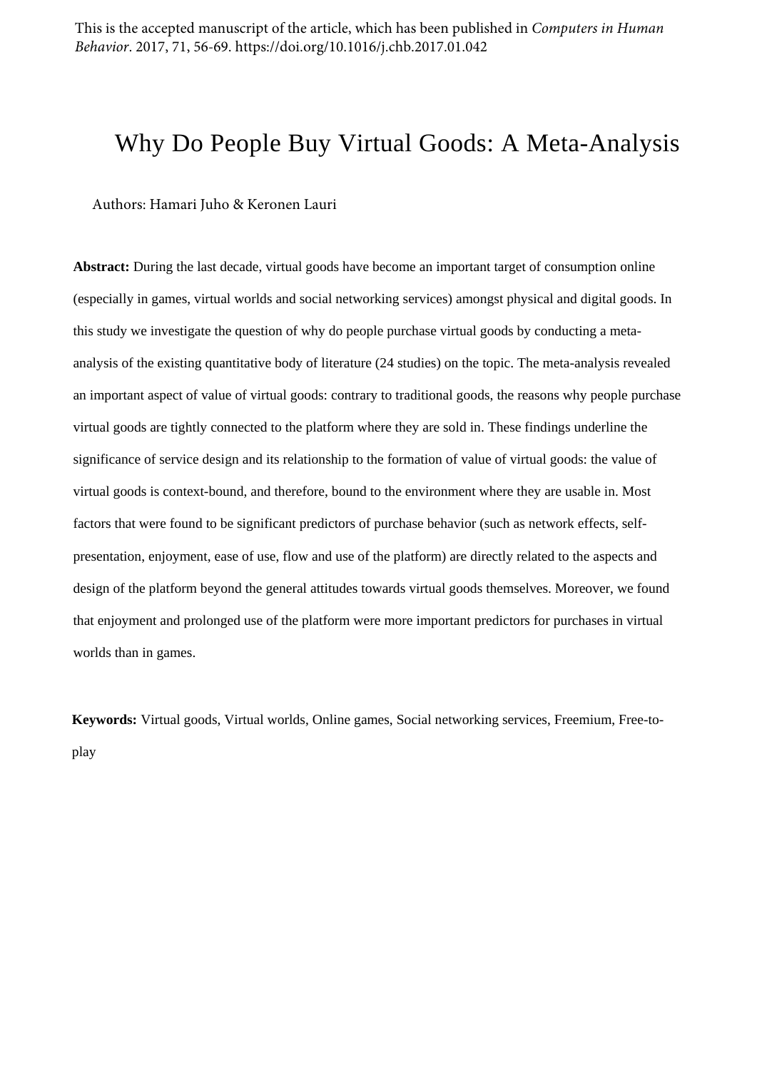This is the accepted manuscript of the article, which has been published in *Computers in Human Behavior*. 2017, 71, 56-69. https://doi.org/10.1016/j.chb.2017.01.042

# Why Do People Buy Virtual Goods: A Meta-Analysis

Authors: Hamari Juho & Keronen Lauri

**Abstract:** During the last decade, virtual goods have become an important target of consumption online (especially in games, virtual worlds and social networking services) amongst physical and digital goods. In this study we investigate the question of why do people purchase virtual goods by conducting a meta-analysis of the existing quantitative body of literature (24 studies) on the topic. The meta-analysis revealed an important aspect of value of virtual goods: contrary to traditional goods, the reasons why people purchase virtual goods are tightly connected to the platform where they are sold in. These findings underline the significance of service design and its relationship to the formation of value of virtual goods: the value of virtual goods is context-bound, and therefore, bound to the environment where they are usable in. Most factors that were found to be significant predictors of purchase behavior (such as network effects, self-presentation, enjoyment, ease of use, flow and use of the platform) are directly related to the aspects and design of the platform beyond the general attitudes towards virtual goods themselves. Moreover, we found that enjoyment and prolonged use of the platform were more important predictors for purchases in virtual worlds than in games.

**Keywords:** Virtual goods, Virtual worlds, Online games, Social networking services, Freemium, Free-to-play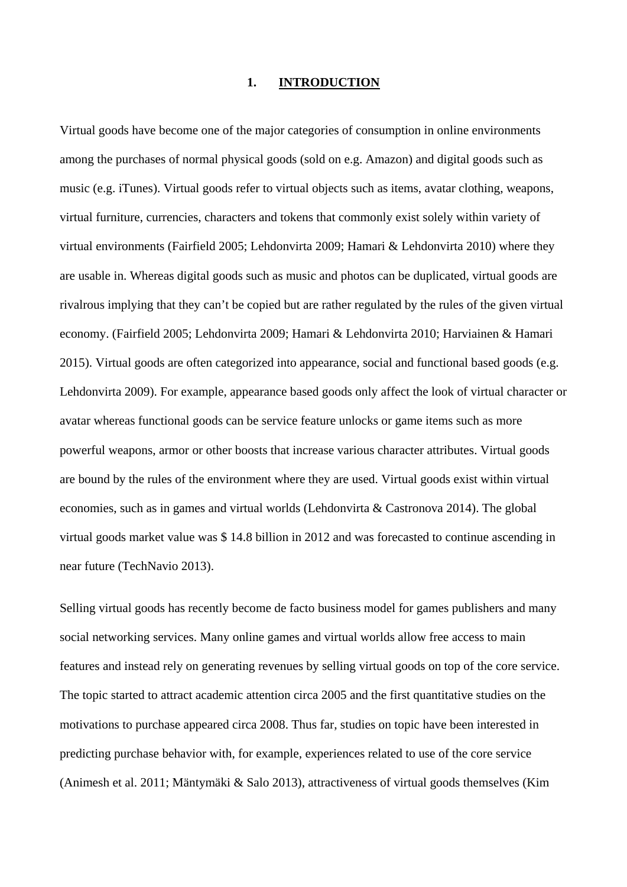# 1. INTRODUCTION

Virtual goods have become one of the major categories of consumption in online environments among the purchases of normal physical goods (sold on e.g. Amazon) and digital goods such as music (e.g. iTunes). Virtual goods refer to virtual objects such as items, avatar clothing, weapons, virtual furniture, currencies, characters and tokens that commonly exist solely within variety of virtual environments (Fairfield 2005; Lehdonvirta 2009; Hamari & Lehdonvirta 2010) where they are usable in. Whereas digital goods such as music and photos can be duplicated, virtual goods are rivalrous implying that they can't be copied but are rather regulated by the rules of the given virtual economy. (Fairfield 2005; Lehdonvirta 2009; Hamari & Lehdonvirta 2010; Harviainen & Hamari 2015). Virtual goods are often categorized into appearance, social and functional based goods (e.g. Lehdonvirta 2009). For example, appearance based goods only affect the look of virtual character or avatar whereas functional goods can be service feature unlocks or game items such as more powerful weapons, armor or other boosts that increase various character attributes. Virtual goods are bound by the rules of the environment where they are used. Virtual goods exist within virtual economies, such as in games and virtual worlds (Lehdonvirta & Castronova 2014). The global virtual goods market value was $ 14.8 billion in 2012 and was forecasted to continue ascending in near future (TechNavio 2013).

Selling virtual goods has recently become de facto business model for games publishers and many social networking services. Many online games and virtual worlds allow free access to main features and instead rely on generating revenues by selling virtual goods on top of the core service. The topic started to attract academic attention circa 2005 and the first quantitative studies on the motivations to purchase appeared circa 2008. Thus far, studies on topic have been interested in predicting purchase behavior with, for example, experiences related to use of the core service (Animesh et al. 2011; Mäntymäki & Salo 2013), attractiveness of virtual goods themselves (Kim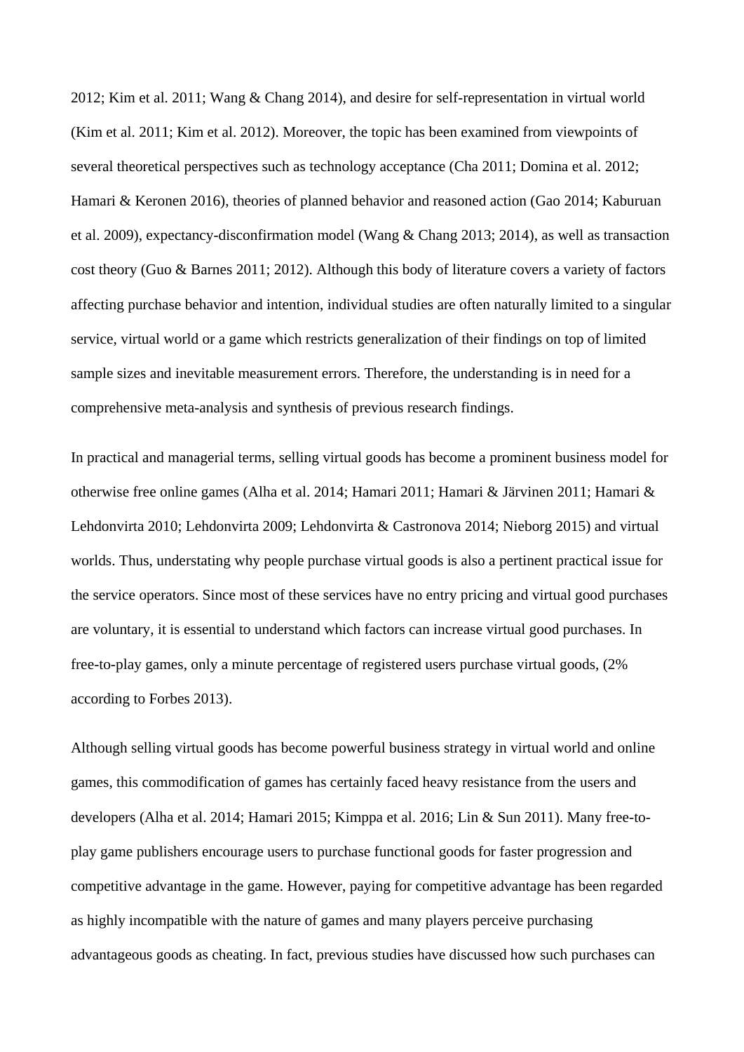2012; Kim et al. 2011; Wang & Chang 2014), and desire for self-representation in virtual world (Kim et al. 2011; Kim et al. 2012). Moreover, the topic has been examined from viewpoints of several theoretical perspectives such as technology acceptance (Cha 2011; Domina et al. 2012; Hamari & Keronen 2016), theories of planned behavior and reasoned action (Gao 2014; Kaburuan et al. 2009), expectancy-disconfirmation model (Wang & Chang 2013; 2014), as well as transaction cost theory (Guo & Barnes 2011; 2012). Although this body of literature covers a variety of factors affecting purchase behavior and intention, individual studies are often naturally limited to a singular service, virtual world or a game which restricts generalization of their findings on top of limited sample sizes and inevitable measurement errors. Therefore, the understanding is in need for a comprehensive meta-analysis and synthesis of previous research findings.

In practical and managerial terms, selling virtual goods has become a prominent business model for otherwise free online games (Alha et al. 2014; Hamari 2011; Hamari & Järvinen 2011; Hamari & Lehdonvirta 2010; Lehdonvirta 2009; Lehdonvirta & Castronova 2014; Nieborg 2015) and virtual worlds. Thus, understating why people purchase virtual goods is also a pertinent practical issue for the service operators. Since most of these services have no entry pricing and virtual good purchases are voluntary, it is essential to understand which factors can increase virtual good purchases. In free-to-play games, only a minute percentage of registered users purchase virtual goods, (2% according to Forbes 2013).

Although selling virtual goods has become powerful business strategy in virtual world and online games, this commodification of games has certainly faced heavy resistance from the users and developers (Alha et al. 2014; Hamari 2015; Kimppa et al. 2016; Lin & Sun 2011). Many free-to-play game publishers encourage users to purchase functional goods for faster progression and competitive advantage in the game. However, paying for competitive advantage has been regarded as highly incompatible with the nature of games and many players perceive purchasing advantageous goods as cheating. In fact, previous studies have discussed how such purchases can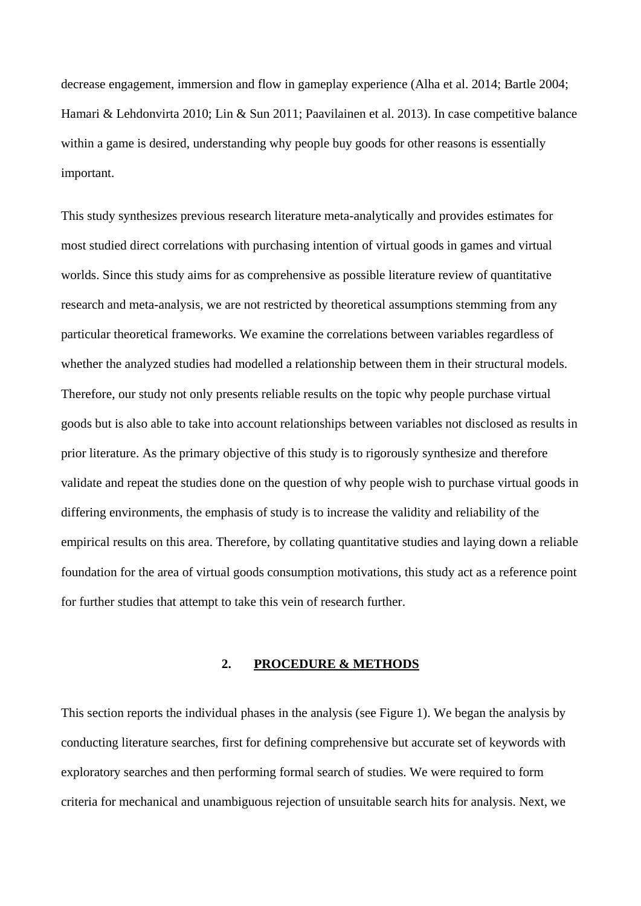decrease engagement, immersion and flow in gameplay experience (Alha et al. 2014; Bartle 2004; Hamari & Lehdonvirta 2010; Lin & Sun 2011; Paavilainen et al. 2013). In case competitive balance within a game is desired, understanding why people buy goods for other reasons is essentially important.

This study synthesizes previous research literature meta-analytically and provides estimates for most studied direct correlations with purchasing intention of virtual goods in games and virtual worlds. Since this study aims for as comprehensive as possible literature review of quantitative research and meta-analysis, we are not restricted by theoretical assumptions stemming from any particular theoretical frameworks. We examine the correlations between variables regardless of whether the analyzed studies had modelled a relationship between them in their structural models. Therefore, our study not only presents reliable results on the topic why people purchase virtual goods but is also able to take into account relationships between variables not disclosed as results in prior literature. As the primary objective of this study is to rigorously synthesize and therefore validate and repeat the studies done on the question of why people wish to purchase virtual goods in differing environments, the emphasis of study is to increase the validity and reliability of the empirical results on this area. Therefore, by collating quantitative studies and laying down a reliable foundation for the area of virtual goods consumption motivations, this study act as a reference point for further studies that attempt to take this vein of research further.

## 2. PROCEDURE & METHODS

This section reports the individual phases in the analysis (see Figure 1). We began the analysis by conducting literature searches, first for defining comprehensive but accurate set of keywords with exploratory searches and then performing formal search of studies. We were required to form criteria for mechanical and unambiguous rejection of unsuitable search hits for analysis. Next, we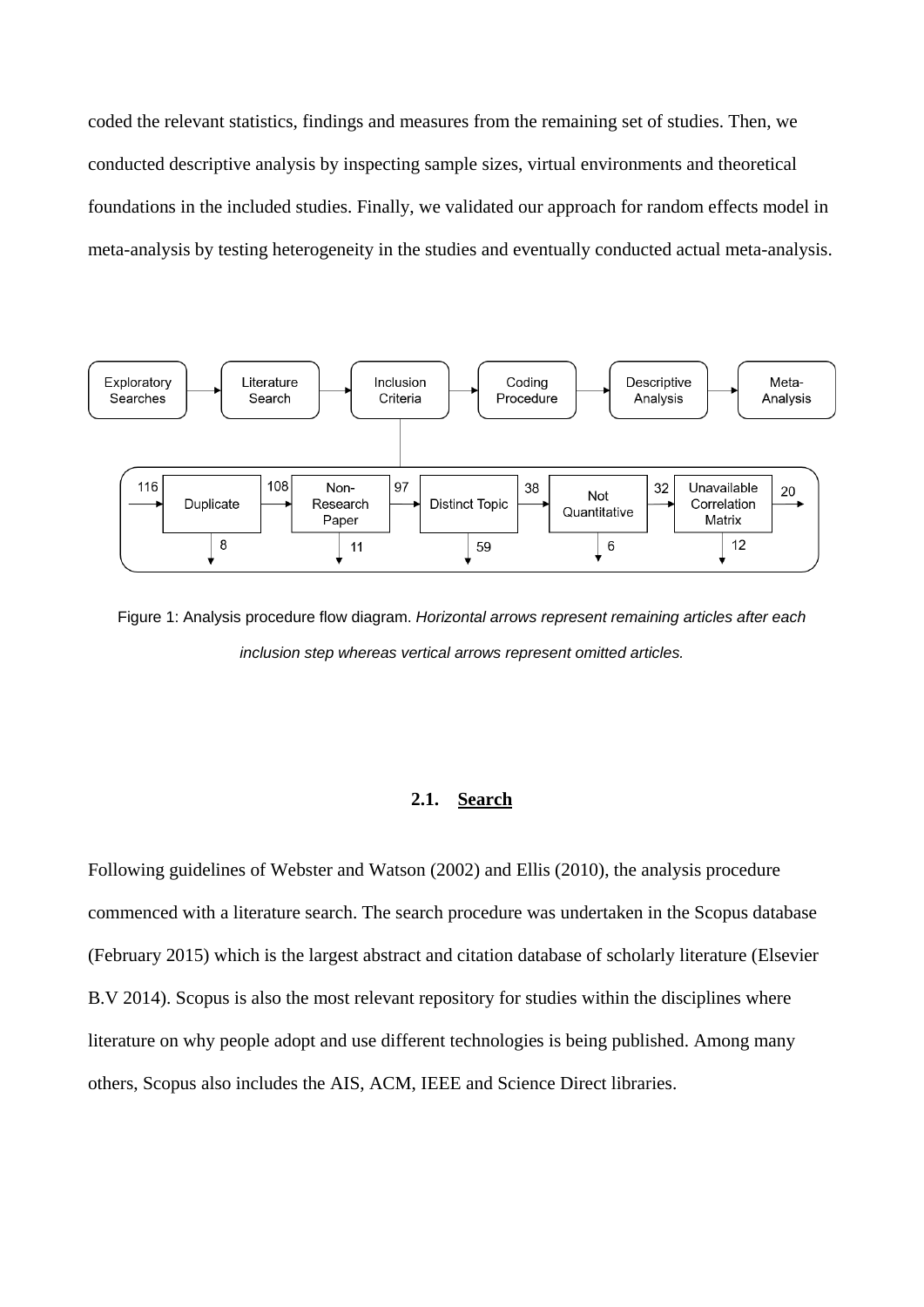coded the relevant statistics, findings and measures from the remaining set of studies. Then, we conducted descriptive analysis by inspecting sample sizes, virtual environments and theoretical foundations in the included studies. Finally, we validated our approach for random effects model in meta-analysis by testing heterogeneity in the studies and eventually conducted actual meta-analysis.

Figure 1: Analysis procedure flow diagram. *Horizontal arrows represent remaining articles after each inclusion step whereas vertical arrows represent omitted articles.*

## 2.1. Search

Following guidelines of Webster and Watson (2002) and Ellis (2010), the analysis procedure commenced with a literature search. The search procedure was undertaken in the Scopus database (February 2015) which is the largest abstract and citation database of scholarly literature (Elsevier B.V 2014). Scopus is also the most relevant repository for studies within the disciplines where literature on why people adopt and use different technologies is being published. Among many others, Scopus also includes the AIS, ACM, IEEE and Science Direct libraries.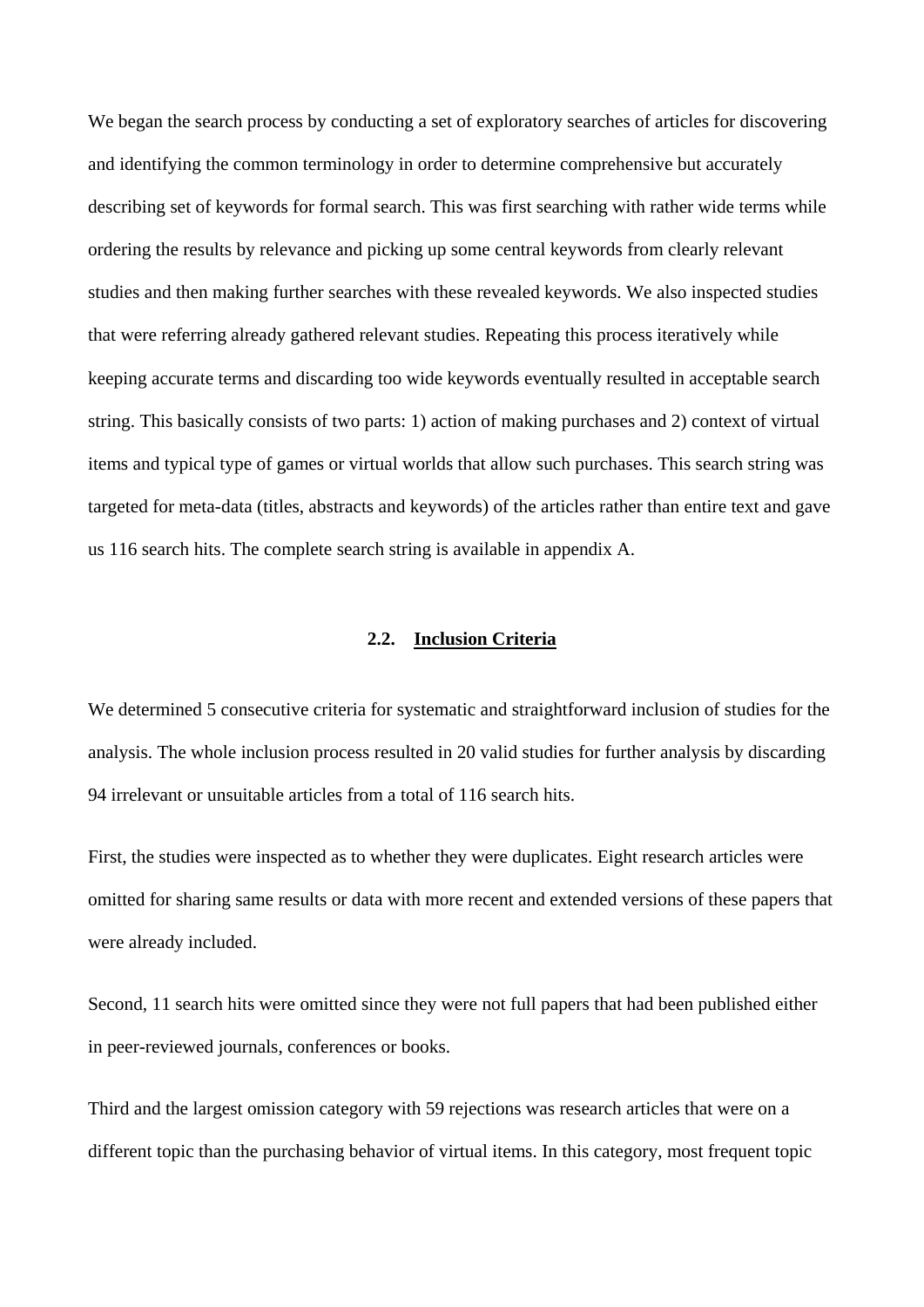We began the search process by conducting a set of exploratory searches of articles for discovering and identifying the common terminology in order to determine comprehensive but accurately describing set of keywords for formal search. This was first searching with rather wide terms while ordering the results by relevance and picking up some central keywords from clearly relevant studies and then making further searches with these revealed keywords. We also inspected studies that were referring already gathered relevant studies. Repeating this process iteratively while keeping accurate terms and discarding too wide keywords eventually resulted in acceptable search string. This basically consists of two parts: 1) action of making purchases and 2) context of virtual items and typical type of games or virtual worlds that allow such purchases. This search string was targeted for meta-data (titles, abstracts and keywords) of the articles rather than entire text and gave us 116 search hits. The complete search string is available in appendix A.

### 2.2. Inclusion Criteria

We determined 5 consecutive criteria for systematic and straightforward inclusion of studies for the analysis. The whole inclusion process resulted in 20 valid studies for further analysis by discarding 94 irrelevant or unsuitable articles from a total of 116 search hits.

First, the studies were inspected as to whether they were duplicates. Eight research articles were omitted for sharing same results or data with more recent and extended versions of these papers that were already included.

Second, 11 search hits were omitted since they were not full papers that had been published either in peer-reviewed journals, conferences or books.

Third and the largest omission category with 59 rejections was research articles that were on a different topic than the purchasing behavior of virtual items. In this category, most frequent topic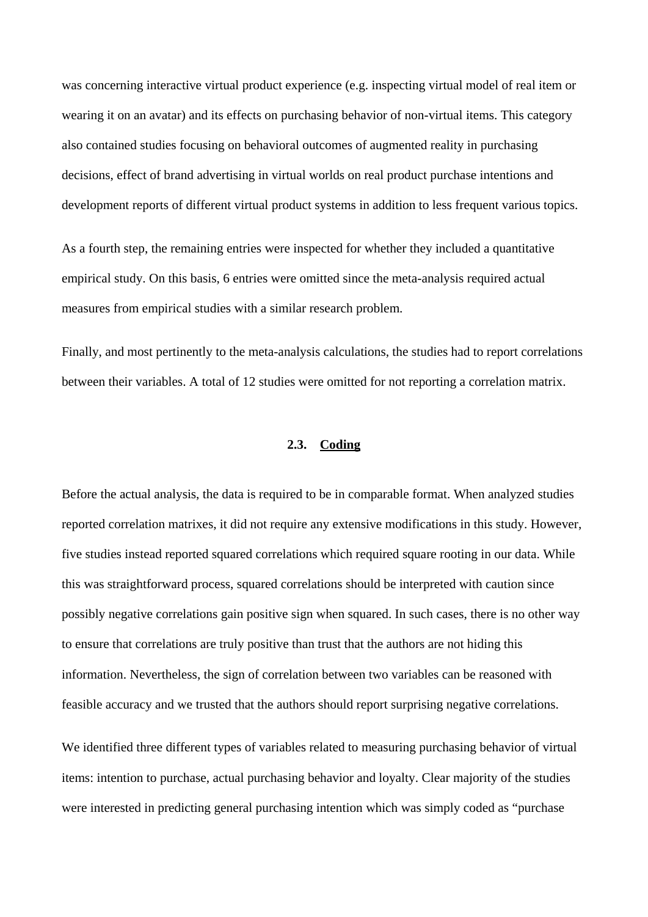was concerning interactive virtual product experience (e.g. inspecting virtual model of real item or wearing it on an avatar) and its effects on purchasing behavior of non-virtual items. This category also contained studies focusing on behavioral outcomes of augmented reality in purchasing decisions, effect of brand advertising in virtual worlds on real product purchase intentions and development reports of different virtual product systems in addition to less frequent various topics.

As a fourth step, the remaining entries were inspected for whether they included a quantitative empirical study. On this basis, 6 entries were omitted since the meta-analysis required actual measures from empirical studies with a similar research problem.

Finally, and most pertinently to the meta-analysis calculations, the studies had to report correlations between their variables. A total of 12 studies were omitted for not reporting a correlation matrix.

### 2.3. Coding

Before the actual analysis, the data is required to be in comparable format. When analyzed studies reported correlation matrixes, it did not require any extensive modifications in this study. However, five studies instead reported squared correlations which required square rooting in our data. While this was straightforward process, squared correlations should be interpreted with caution since possibly negative correlations gain positive sign when squared. In such cases, there is no other way to ensure that correlations are truly positive than trust that the authors are not hiding this information. Nevertheless, the sign of correlation between two variables can be reasoned with feasible accuracy and we trusted that the authors should report surprising negative correlations.

We identified three different types of variables related to measuring purchasing behavior of virtual items: intention to purchase, actual purchasing behavior and loyalty. Clear majority of the studies were interested in predicting general purchasing intention which was simply coded as "purchase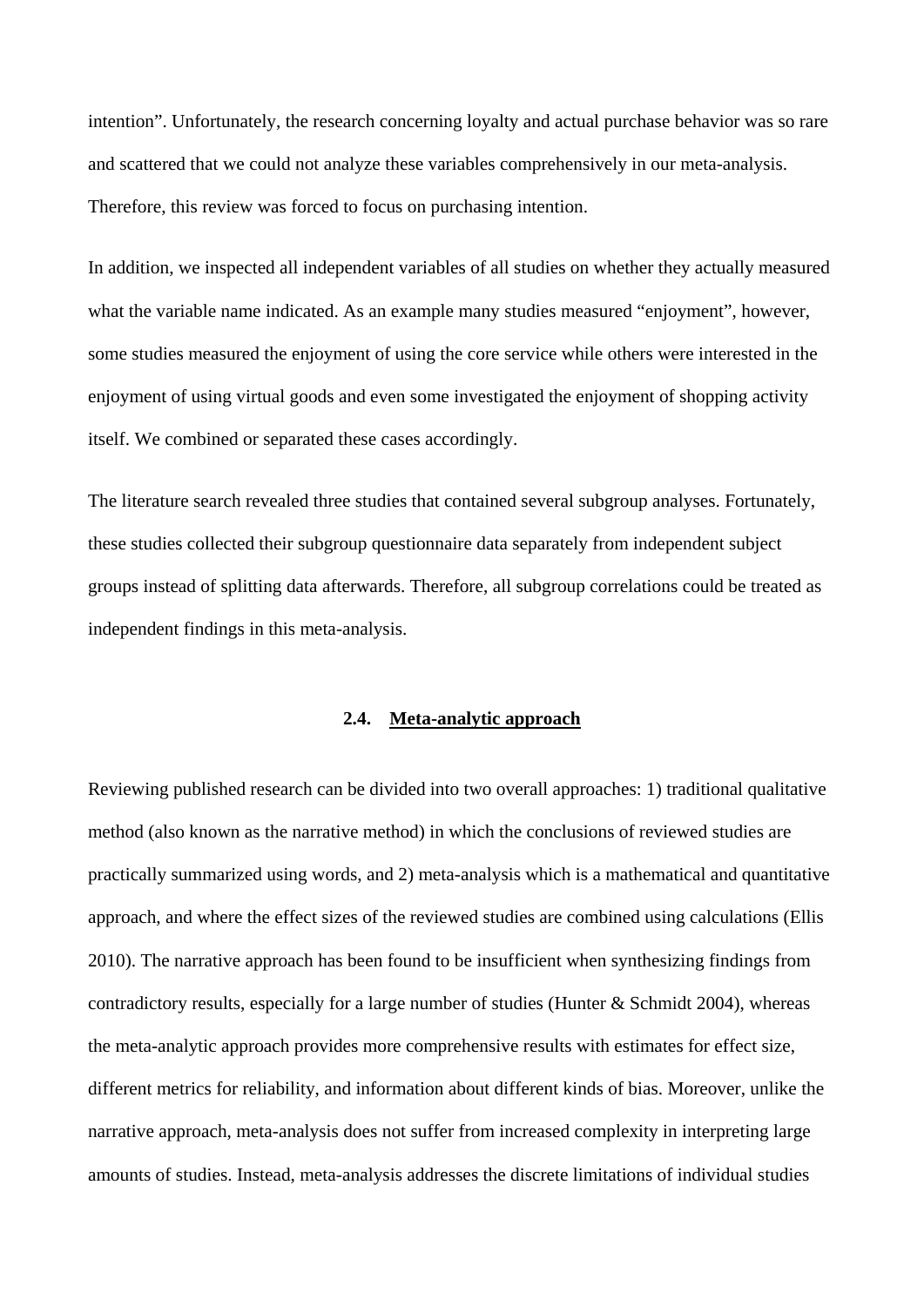intention". Unfortunately, the research concerning loyalty and actual purchase behavior was so rare and scattered that we could not analyze these variables comprehensively in our meta-analysis. Therefore, this review was forced to focus on purchasing intention.

In addition, we inspected all independent variables of all studies on whether they actually measured what the variable name indicated. As an example many studies measured "enjoyment", however, some studies measured the enjoyment of using the core service while others were interested in the enjoyment of using virtual goods and even some investigated the enjoyment of shopping activity itself. We combined or separated these cases accordingly.

The literature search revealed three studies that contained several subgroup analyses. Fortunately, these studies collected their subgroup questionnaire data separately from independent subject groups instead of splitting data afterwards. Therefore, all subgroup correlations could be treated as independent findings in this meta-analysis.

### 2.4. Meta-analytic approach

Reviewing published research can be divided into two overall approaches: 1) traditional qualitative method (also known as the narrative method) in which the conclusions of reviewed studies are practically summarized using words, and 2) meta-analysis which is a mathematical and quantitative approach, and where the effect sizes of the reviewed studies are combined using calculations (Ellis 2010). The narrative approach has been found to be insufficient when synthesizing findings from contradictory results, especially for a large number of studies (Hunter & Schmidt 2004), whereas the meta-analytic approach provides more comprehensive results with estimates for effect size, different metrics for reliability, and information about different kinds of bias. Moreover, unlike the narrative approach, meta-analysis does not suffer from increased complexity in interpreting large amounts of studies. Instead, meta-analysis addresses the discrete limitations of individual studies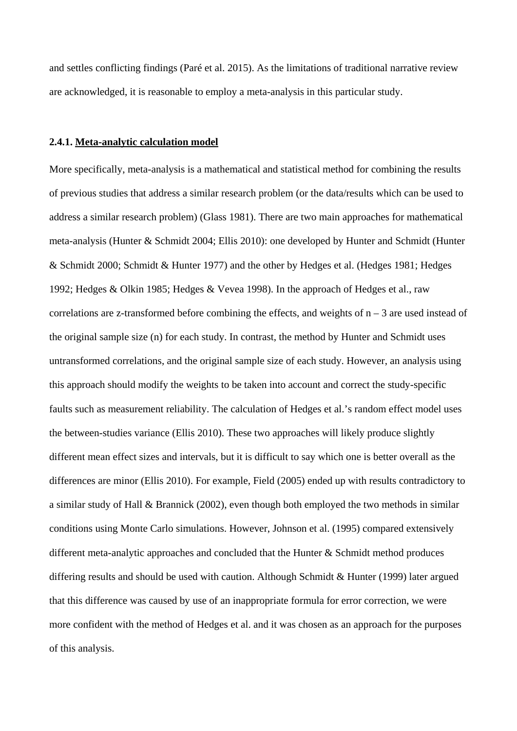and settles conflicting findings (Paré et al. 2015). As the limitations of traditional narrative review are acknowledged, it is reasonable to employ a meta-analysis in this particular study.

#### 2.4.1. <u>Meta-analytic calculation model</u>

More specifically, meta-analysis is a mathematical and statistical method for combining the results of previous studies that address a similar research problem (or the data/results which can be used to address a similar research problem) (Glass 1981). There are two main approaches for mathematical meta-analysis (Hunter & Schmidt 2004; Ellis 2010): one developed by Hunter and Schmidt (Hunter & Schmidt 2000; Schmidt & Hunter 1977) and the other by Hedges et al. (Hedges 1981; Hedges 1992; Hedges & Olkin 1985; Hedges & Vevea 1998). In the approach of Hedges et al., raw correlations are z-transformed before combining the effects, and weights of $n - 3$ are used instead of the original sample size ($n$) for each study. In contrast, the method by Hunter and Schmidt uses untransformed correlations, and the original sample size of each study. However, an analysis using this approach should modify the weights to be taken into account and correct the study-specific faults such as measurement reliability. The calculation of Hedges et al.'s random effect model uses the between-studies variance (Ellis 2010). These two approaches will likely produce slightly different mean effect sizes and intervals, but it is difficult to say which one is better overall as the differences are minor (Ellis 2010). For example, Field (2005) ended up with results contradictory to a similar study of Hall & Brannick (2002), even though both employed the two methods in similar conditions using Monte Carlo simulations. However, Johnson et al. (1995) compared extensively different meta-analytic approaches and concluded that the Hunter & Schmidt method produces differing results and should be used with caution. Although Schmidt & Hunter (1999) later argued that this difference was caused by use of an inappropriate formula for error correction, we were more confident with the method of Hedges et al. and it was chosen as an approach for the purposes of this analysis.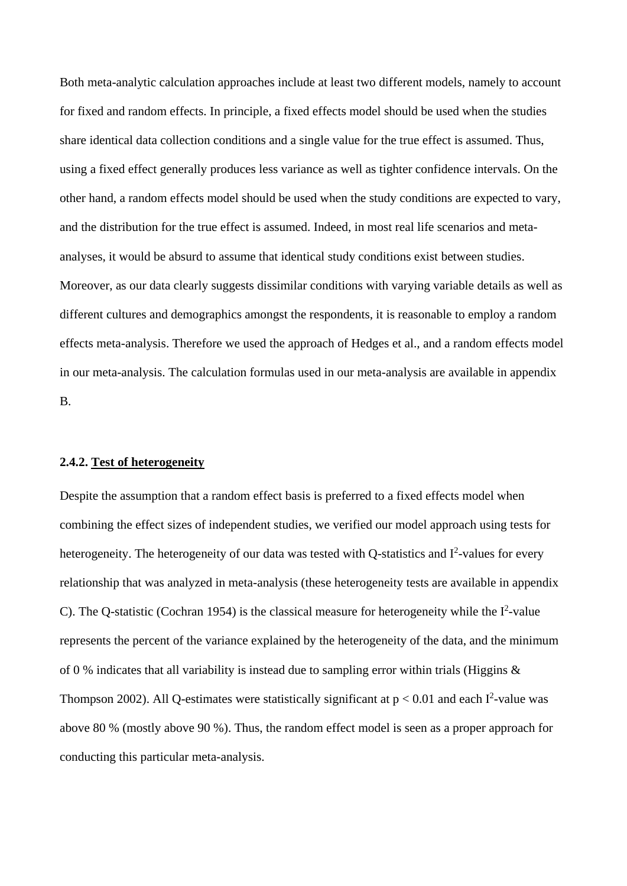Both meta-analytic calculation approaches include at least two different models, namely to account for fixed and random effects. In principle, a fixed effects model should be used when the studies share identical data collection conditions and a single value for the true effect is assumed. Thus, using a fixed effect generally produces less variance as well as tighter confidence intervals. On the other hand, a random effects model should be used when the study conditions are expected to vary, and the distribution for the true effect is assumed. Indeed, in most real life scenarios and meta-analyses, it would be absurd to assume that identical study conditions exist between studies. Moreover, as our data clearly suggests dissimilar conditions with varying variable details as well as different cultures and demographics amongst the respondents, it is reasonable to employ a random effects meta-analysis. Therefore we used the approach of Hedges et al., and a random effects model in our meta-analysis. The calculation formulas used in our meta-analysis are available in appendix B.

### 2.4.2. Test of heterogeneity

Despite the assumption that a random effect basis is preferred to a fixed effects model when combining the effect sizes of independent studies, we verified our model approach using tests for heterogeneity. The heterogeneity of our data was tested with Q-statistics and $I^2$-values for every relationship that was analyzed in meta-analysis (these heterogeneity tests are available in appendix C). The Q-statistic (Cochran 1954) is the classical measure for heterogeneity while the $I^2$-value represents the percent of the variance explained by the heterogeneity of the data, and the minimum of 0 % indicates that all variability is instead due to sampling error within trials (Higgins & Thompson 2002). All Q-estimates were statistically significant at $p < 0.01$ and each $I^2$-value was above 80 % (mostly above 90 %). Thus, the random effect model is seen as a proper approach for conducting this particular meta-analysis.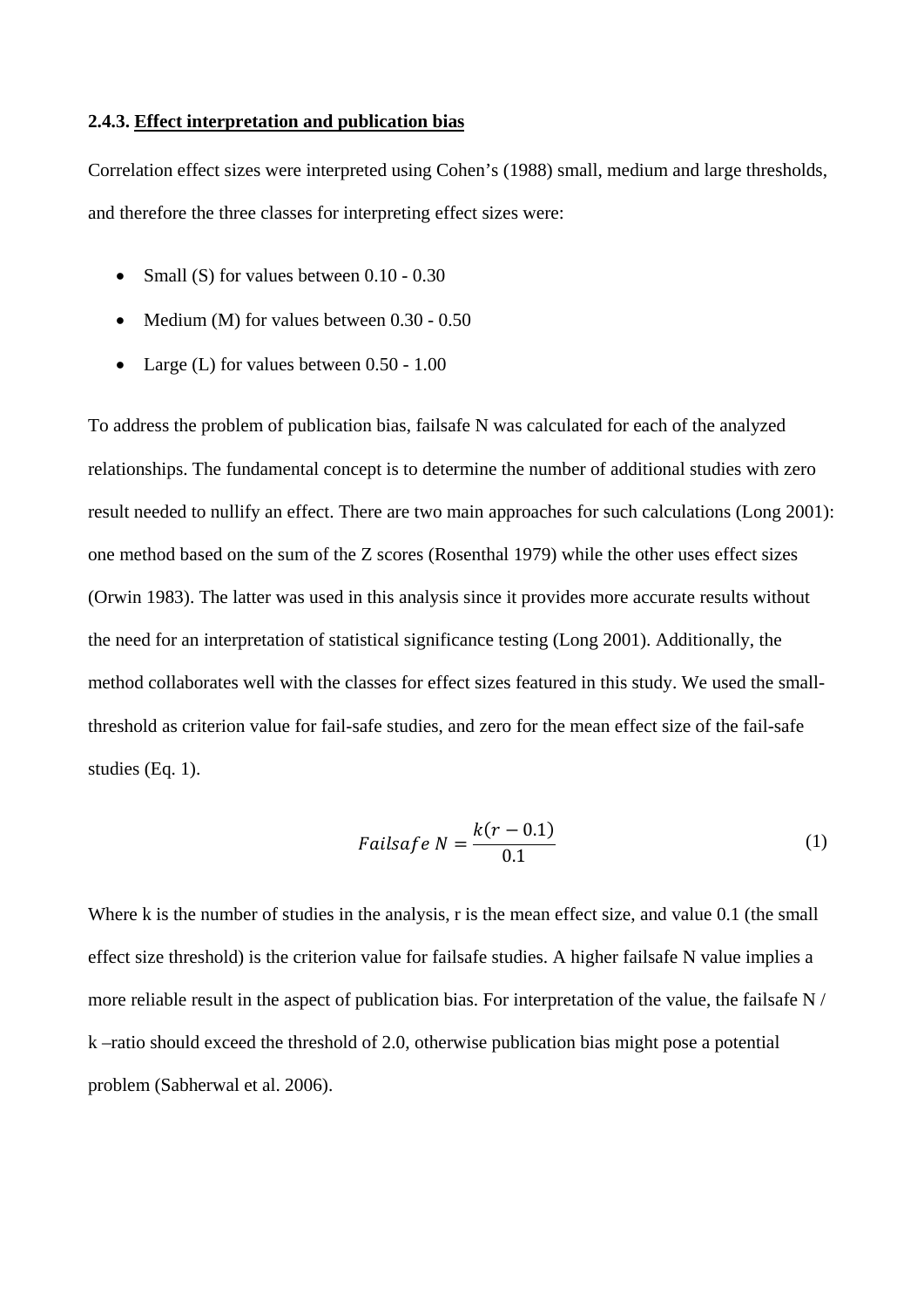#### 2.4.3. Effect interpretation and publication bias

Correlation effect sizes were interpreted using Cohen's (1988) small, medium and large thresholds, and therefore the three classes for interpreting effect sizes were:

- Small (S) for values between 0.10 - 0.30
- Medium (M) for values between 0.30 - 0.50
- Large (L) for values between 0.50 - 1.00

To address the problem of publication bias, failsafe N was calculated for each of the analyzed relationships. The fundamental concept is to determine the number of additional studies with zero result needed to nullify an effect. There are two main approaches for such calculations (Long 2001): one method based on the sum of the Z scores (Rosenthal 1979) while the other uses effect sizes (Orwin 1983). The latter was used in this analysis since it provides more accurate results without the need for an interpretation of statistical significance testing (Long 2001). Additionally, the method collaborates well with the classes for effect sizes featured in this study. We used the small-threshold as criterion value for fail-safe studies, and zero for the mean effect size of the fail-safe studies (Eq. 1).

$$Failsafe\ N = \frac{k(r - 0.1)}{0.1} \tag{1}$$

Where k is the number of studies in the analysis, r is the mean effect size, and value 0.1 (the small effect size threshold) is the criterion value for failsafe studies. A higher failsafe N value implies a more reliable result in the aspect of publication bias. For interpretation of the value, the failsafe N / k –ratio should exceed the threshold of 2.0, otherwise publication bias might pose a potential problem (Sabherwal et al. 2006).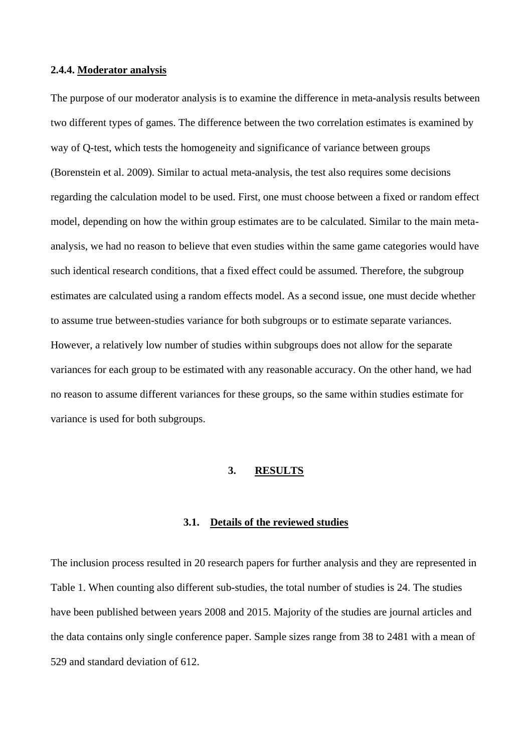#### 2.4.4. Moderator analysis

The purpose of our moderator analysis is to examine the difference in meta-analysis results between two different types of games. The difference between the two correlation estimates is examined by way of Q-test, which tests the homogeneity and significance of variance between groups (Borenstein et al. 2009). Similar to actual meta-analysis, the test also requires some decisions regarding the calculation model to be used. First, one must choose between a fixed or random effect model, depending on how the within group estimates are to be calculated. Similar to the main meta-analysis, we had no reason to believe that even studies within the same game categories would have such identical research conditions, that a fixed effect could be assumed. Therefore, the subgroup estimates are calculated using a random effects model. As a second issue, one must decide whether to assume true between-studies variance for both subgroups or to estimate separate variances. However, a relatively low number of studies within subgroups does not allow for the separate variances for each group to be estimated with any reasonable accuracy. On the other hand, we had no reason to assume different variances for these groups, so the same within studies estimate for variance is used for both subgroups.

## 3. RESULTS

### 3.1. Details of the reviewed studies

The inclusion process resulted in 20 research papers for further analysis and they are represented in Table 1. When counting also different sub-studies, the total number of studies is 24. The studies have been published between years 2008 and 2015. Majority of the studies are journal articles and the data contains only single conference paper. Sample sizes range from 38 to 2481 with a mean of 529 and standard deviation of 612.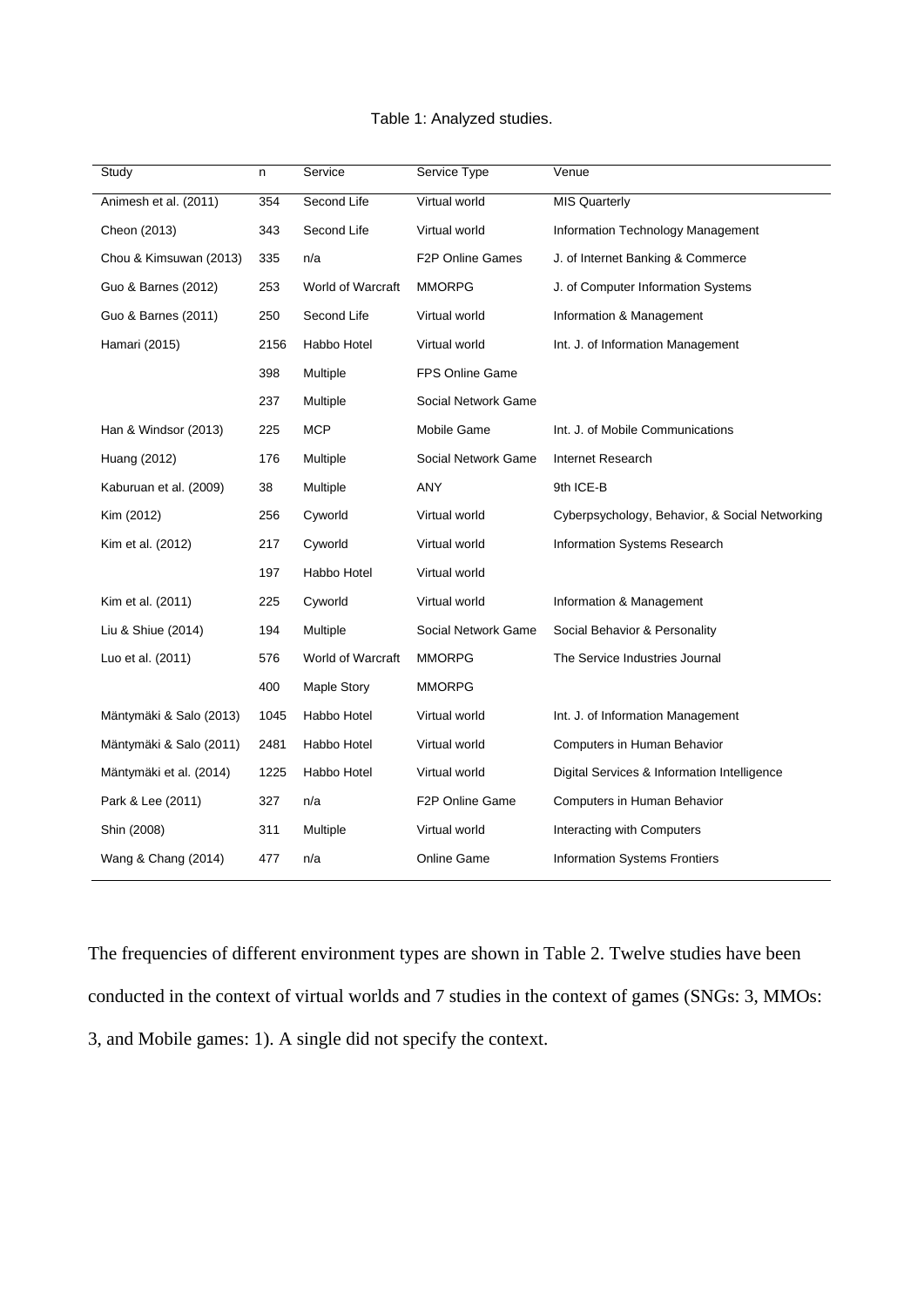Table 1: Analyzed studies.

| Study | n | Service | Service Type | Venue |
|---|---|---|---|---|
| Animesh et al. (2011) | 354 | Second Life | Virtual world | MIS Quarterly |
| Cheon (2013) | 343 | Second Life | Virtual world | Information Technology Management |
| Chou & Kimsuwan (2013) | 335 | n/a | F2P Online Games | J. of Internet Banking & Commerce |
| Guo & Barnes (2012) | 253 | World of Warcraft | MMORPG | J. of Computer Information Systems |
| Guo & Barnes (2011) | 250 | Second Life | Virtual world | Information & Management |
| Hamari (2015) | 2156 | Habbo Hotel | Virtual world | Int. J. of Information Management |
| | 398 | Multiple | FPS Online Game | |
| | 237 | Multiple | Social Network Game | |
| Han & Windsor (2013) | 225 | MCP | Mobile Game | Int. J. of Mobile Communications |
| Huang (2012) | 176 | Multiple | Social Network Game | Internet Research |
| Kaburuan et al. (2009) | 38 | Multiple | ANY | 9th ICE-B |
| Kim (2012) | 256 | Cyworld | Virtual world | Cyberpsychology, Behavior, & Social Networking |
| Kim et al. (2012) | 217 | Cyworld | Virtual world | Information Systems Research |
| | 197 | Habbo Hotel | Virtual world | |
| Kim et al. (2011) | 225 | Cyworld | Virtual world | Information & Management |
| Liu & Shiue (2014) | 194 | Multiple | Social Network Game | Social Behavior & Personality |
| Luo et al. (2011) | 576 | World of Warcraft | MMORPG | The Service Industries Journal |
| | 400 | Maple Story | MMORPG | |
| Mäntymäki & Salo (2013) | 1045 | Habbo Hotel | Virtual world | Int. J. of Information Management |
| Mäntymäki & Salo (2011) | 2481 | Habbo Hotel | Virtual world | Computers in Human Behavior |
| Mäntymäki et al. (2014) | 1225 | Habbo Hotel | Virtual world | Digital Services & Information Intelligence |
| Park & Lee (2011) | 327 | n/a | F2P Online Game | Computers in Human Behavior |
| Shin (2008) | 311 | Multiple | Virtual world | Interacting with Computers |
| Wang & Chang (2014) | 477 | n/a | Online Game | Information Systems Frontiers |

The frequencies of different environment types are shown in Table 2. Twelve studies have been conducted in the context of virtual worlds and 7 studies in the context of games (SNGs: 3, MMOs: 3, and Mobile games: 1). A single did not specify the context.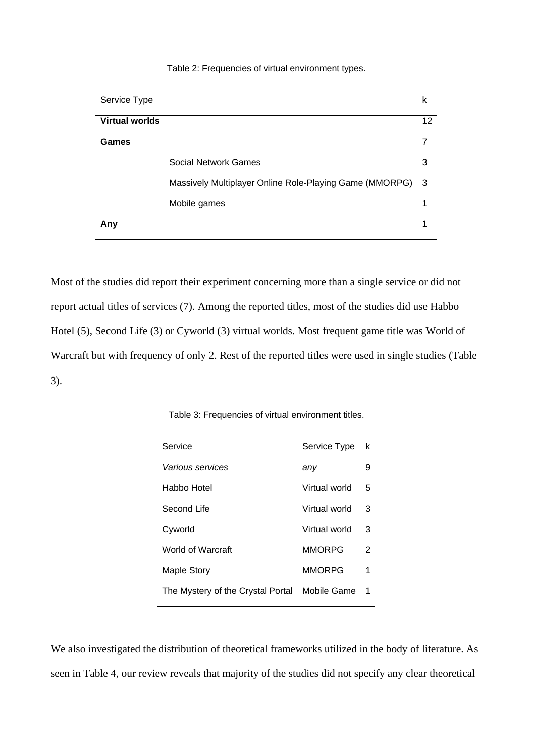Table 2: Frequencies of virtual environment types.

| Service Type | | k |
|---|---|---|
| **Virtual worlds** | | 12 |
| **Games** | | 7 |
| | Social Network Games | 3 |
| | Massively Multiplayer Online Role-Playing Game (MMORPG) | 3 |
| | Mobile games | 1 |
| **Any** | | 1 |

Most of the studies did report their experiment concerning more than a single service or did not report actual titles of services (7). Among the reported titles, most of the studies did use Habbo Hotel (5), Second Life (3) or Cyworld (3) virtual worlds. Most frequent game title was World of Warcraft but with frequency of only 2. Rest of the reported titles were used in single studies (Table 3).

Table 3: Frequencies of virtual environment titles.

| Service | Service Type | k |
|---|---|---|
| *Various services* | *any* | 9 |
| Habbo Hotel | Virtual world | 5 |
| Second Life | Virtual world | 3 |
| Cyworld | Virtual world | 3 |
| World of Warcraft | MMORPG | 2 |
| Maple Story | MMORPG | 1 |
| The Mystery of the Crystal Portal | Mobile Game | 1 |

We also investigated the distribution of theoretical frameworks utilized in the body of literature. As seen in Table 4, our review reveals that majority of the studies did not specify any clear theoretical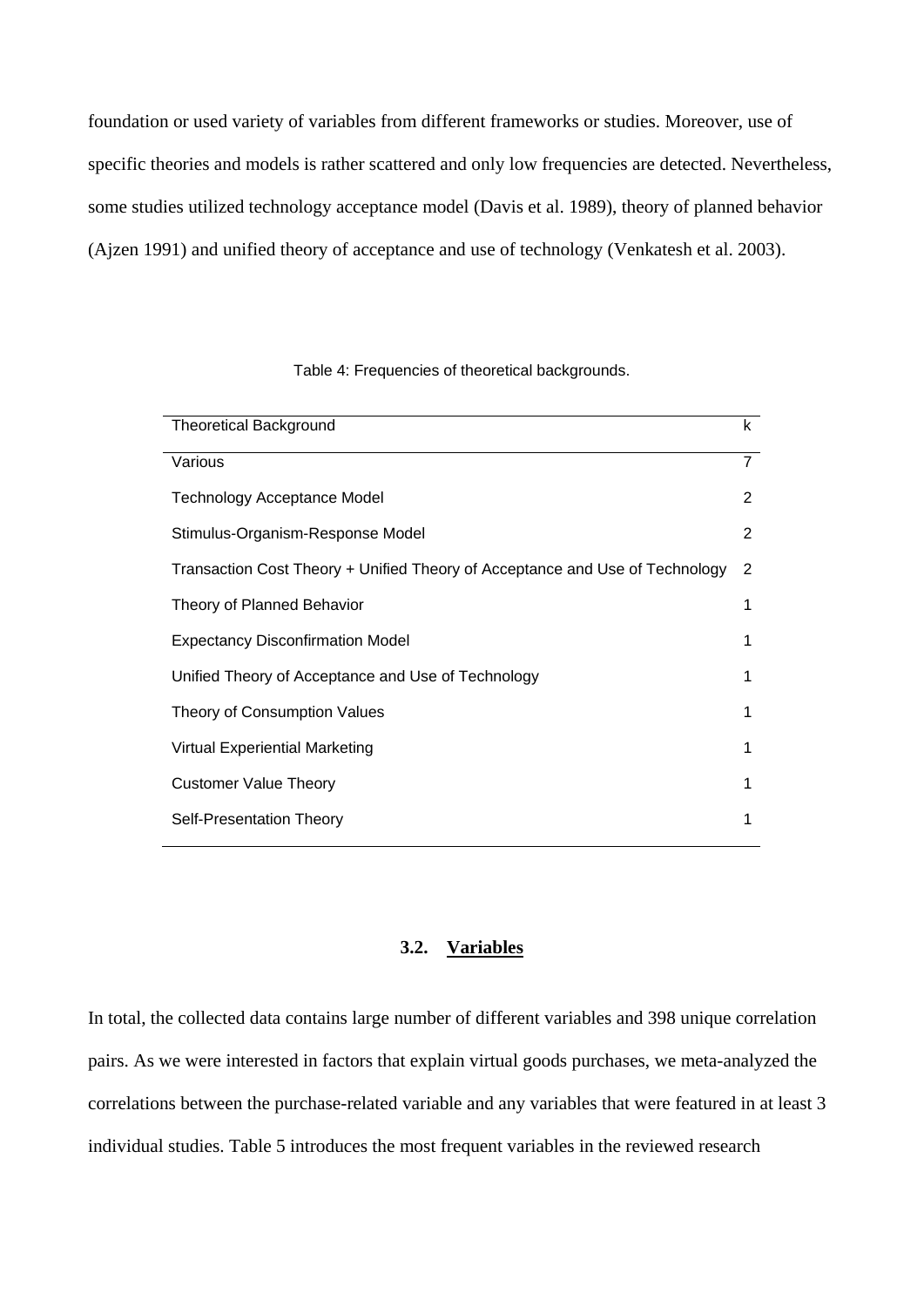foundation or used variety of variables from different frameworks or studies. Moreover, use of specific theories and models is rather scattered and only low frequencies are detected. Nevertheless, some studies utilized technology acceptance model (Davis et al. 1989), theory of planned behavior (Ajzen 1991) and unified theory of acceptance and use of technology (Venkatesh et al. 2003).

Table 4: Frequencies of theoretical backgrounds.

| Theoretical Background | k |
|---|---|
| Various | 7 |
| Technology Acceptance Model | 2 |
| Stimulus-Organism-Response Model | 2 |
| Transaction Cost Theory + Unified Theory of Acceptance and Use of Technology | 2 |
| Theory of Planned Behavior | 1 |
| Expectancy Disconfirmation Model | 1 |
| Unified Theory of Acceptance and Use of Technology | 1 |
| Theory of Consumption Values | 1 |
| Virtual Experiential Marketing | 1 |
| Customer Value Theory | 1 |
| Self-Presentation Theory | 1 |

### 3.2. Variables

In total, the collected data contains large number of different variables and 398 unique correlation pairs. As we were interested in factors that explain virtual goods purchases, we meta-analyzed the correlations between the purchase-related variable and any variables that were featured in at least 3 individual studies. Table 5 introduces the most frequent variables in the reviewed research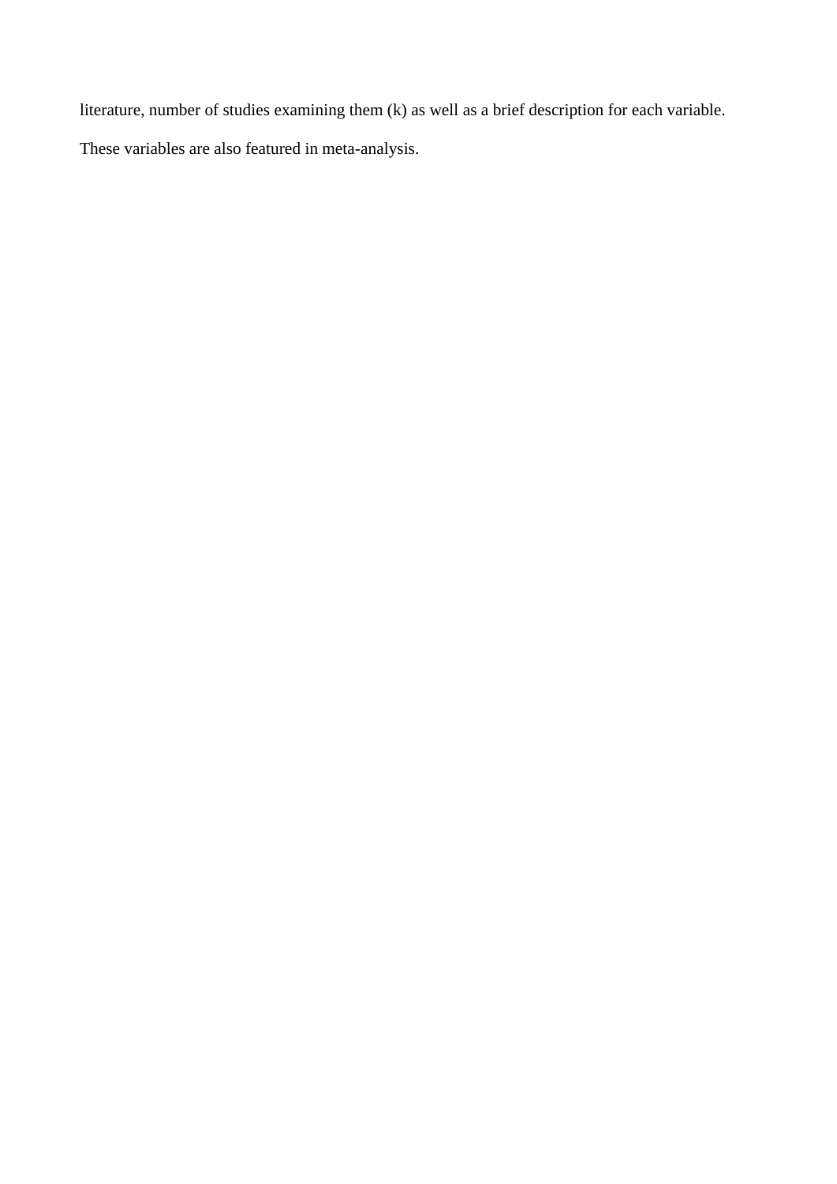literature, number of studies examining them (k) as well as a brief description for each variable. These variables are also featured in meta-analysis.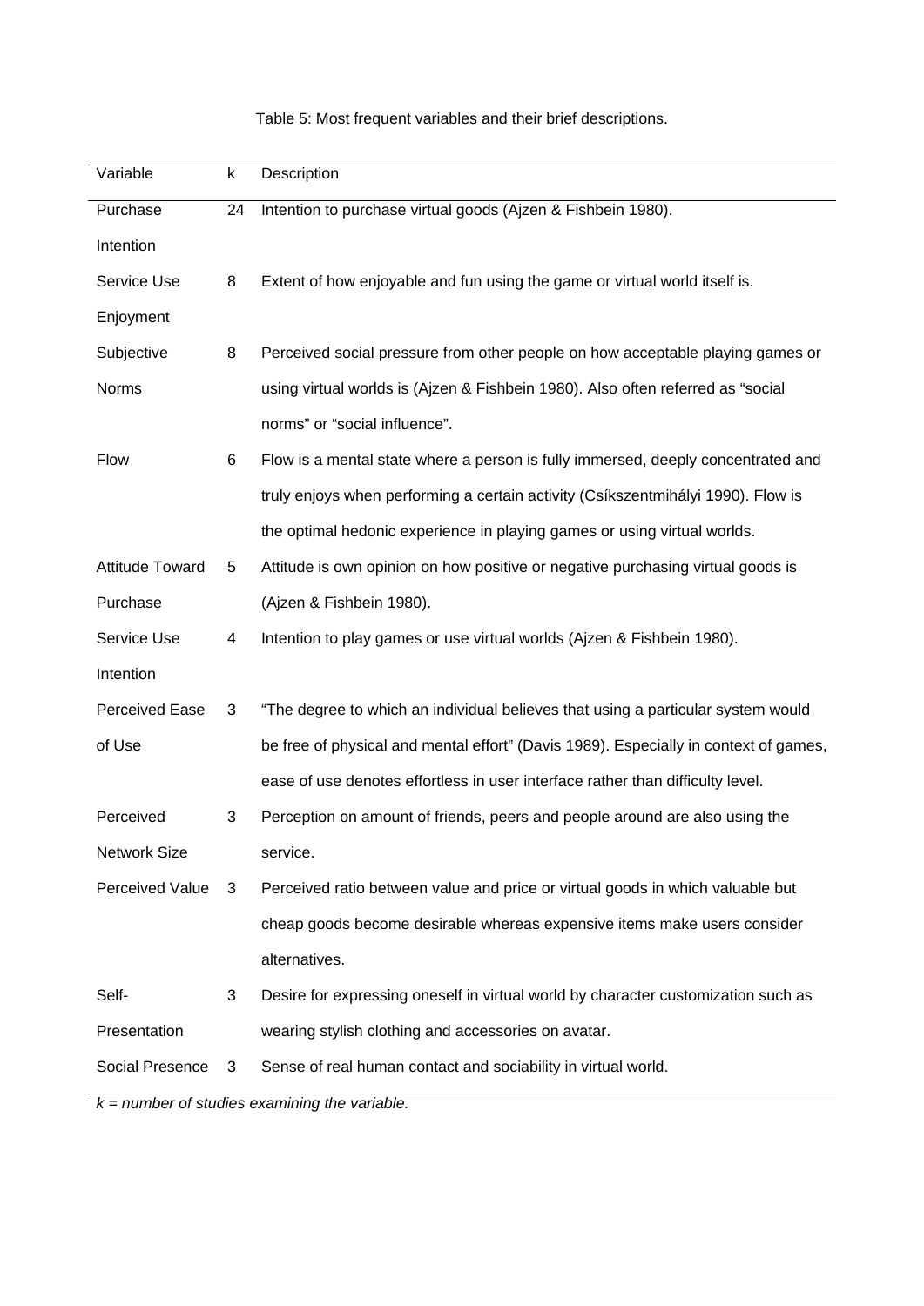Table 5: Most frequent variables and their brief descriptions.

| Variable | k | Description |
| --- | --- | --- |
| Purchase Intention | 24 | Intention to purchase virtual goods (Ajzen & Fishbein 1980). |
| Service Use Enjoyment | 8 | Extent of how enjoyable and fun using the game or virtual world itself is. |
| Subjective Norms | 8 | Perceived social pressure from other people on how acceptable playing games or using virtual worlds is (Ajzen & Fishbein 1980). Also often referred as "social norms" or "social influence". |
| Flow | 6 | Flow is a mental state where a person is fully immersed, deeply concentrated and truly enjoys when performing a certain activity (Csíkszentmihályi 1990). Flow is the optimal hedonic experience in playing games or using virtual worlds. |
| Attitude Toward Purchase | 5 | Attitude is own opinion on how positive or negative purchasing virtual goods is (Ajzen & Fishbein 1980). |
| Service Use Intention | 4 | Intention to play games or use virtual worlds (Ajzen & Fishbein 1980). |
| Perceived Ease of Use | 3 | "The degree to which an individual believes that using a particular system would be free of physical and mental effort" (Davis 1989). Especially in context of games, ease of use denotes effortless in user interface rather than difficulty level. |
| Perceived Network Size | 3 | Perception on amount of friends, peers and people around are also using the service. |
| Perceived Value | 3 | Perceived ratio between value and price or virtual goods in which valuable but cheap goods become desirable whereas expensive items make users consider alternatives. |
| Self-Presentation | 3 | Desire for expressing oneself in virtual world by character customization such as wearing stylish clothing and accessories on avatar. |
| Social Presence | 3 | Sense of real human contact and sociability in virtual world. |

*k = number of studies examining the variable.*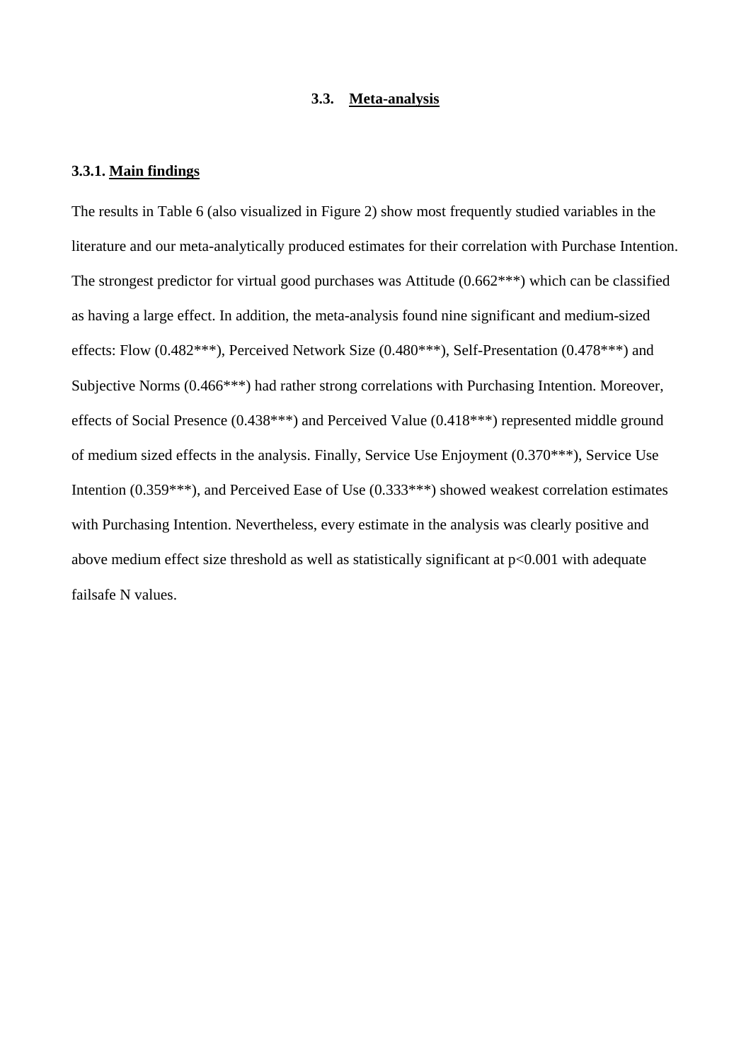## 3.3. Meta-analysis

### 3.3.1. Main findings

The results in Table 6 (also visualized in Figure 2) show most frequently studied variables in the literature and our meta-analytically produced estimates for their correlation with Purchase Intention. The strongest predictor for virtual good purchases was Attitude (0.662***) which can be classified as having a large effect. In addition, the meta-analysis found nine significant and medium-sized effects: Flow (0.482***), Perceived Network Size (0.480***), Self-Presentation (0.478***) and Subjective Norms (0.466***) had rather strong correlations with Purchasing Intention. Moreover, effects of Social Presence (0.438***) and Perceived Value (0.418***) represented middle ground of medium sized effects in the analysis. Finally, Service Use Enjoyment (0.370***), Service Use Intention (0.359***), and Perceived Ease of Use (0.333***) showed weakest correlation estimates with Purchasing Intention. Nevertheless, every estimate in the analysis was clearly positive and above medium effect size threshold as well as statistically significant at $p<0.001$ with adequate failsafe N values.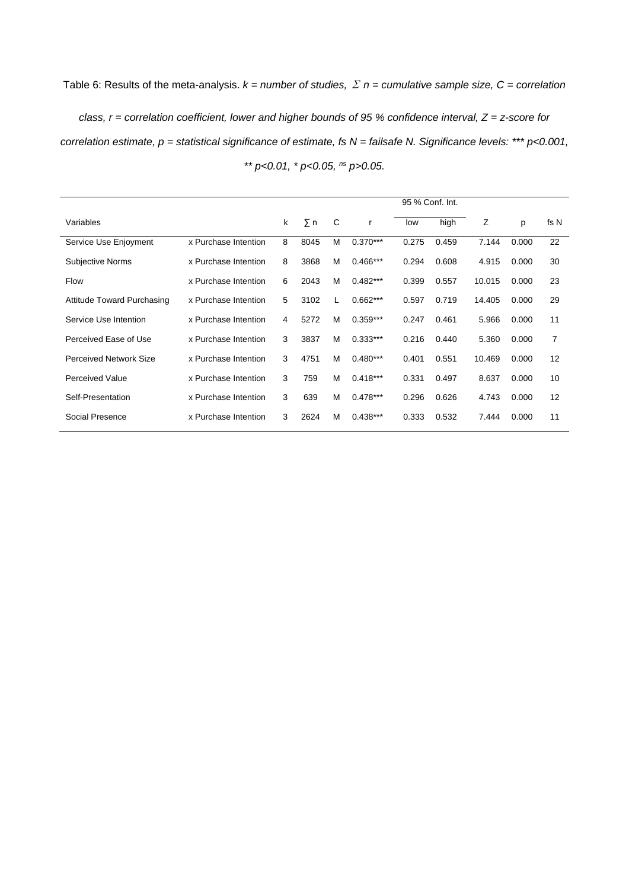Table 6: Results of the meta-analysis. *k = number of studies, $\Sigma$ n = cumulative sample size, C = correlation class, r = correlation coefficient, lower and higher bounds of 95 % confidence interval, Z = z-score for correlation estimate, p = statistical significance of estimate, fs N = failsafe N. Significance levels: *** p<0.001, ** p<0.01, * p<0.05, $^{ns}$ p>0.05.*

| Variables | | k | ∑ n | C | r | 95 % Conf. Int. | | Z | p | fs N |
|---|---|---|---|---|---|---|---|---|---|---|
| | | | | | | low | high | | | |
| Service Use Enjoyment | x Purchase Intention | 8 | 8045 | M | 0.370*** | 0.275 | 0.459 | 7.144 | 0.000 | 22 |
| Subjective Norms | x Purchase Intention | 8 | 3868 | M | 0.466*** | 0.294 | 0.608 | 4.915 | 0.000 | 30 |
| Flow | x Purchase Intention | 6 | 2043 | M | 0.482*** | 0.399 | 0.557 | 10.015 | 0.000 | 23 |
| Attitude Toward Purchasing | x Purchase Intention | 5 | 3102 | L | 0.662*** | 0.597 | 0.719 | 14.405 | 0.000 | 29 |
| Service Use Intention | x Purchase Intention | 4 | 5272 | M | 0.359*** | 0.247 | 0.461 | 5.966 | 0.000 | 11 |
| Perceived Ease of Use | x Purchase Intention | 3 | 3837 | M | 0.333*** | 0.216 | 0.440 | 5.360 | 0.000 | 7 |
| Perceived Network Size | x Purchase Intention | 3 | 4751 | M | 0.480*** | 0.401 | 0.551 | 10.469 | 0.000 | 12 |
| Perceived Value | x Purchase Intention | 3 | 759 | M | 0.418*** | 0.331 | 0.497 | 8.637 | 0.000 | 10 |
| Self-Presentation | x Purchase Intention | 3 | 639 | M | 0.478*** | 0.296 | 0.626 | 4.743 | 0.000 | 12 |
| Social Presence | x Purchase Intention | 3 | 2624 | M | 0.438*** | 0.333 | 0.532 | 7.444 | 0.000 | 11 |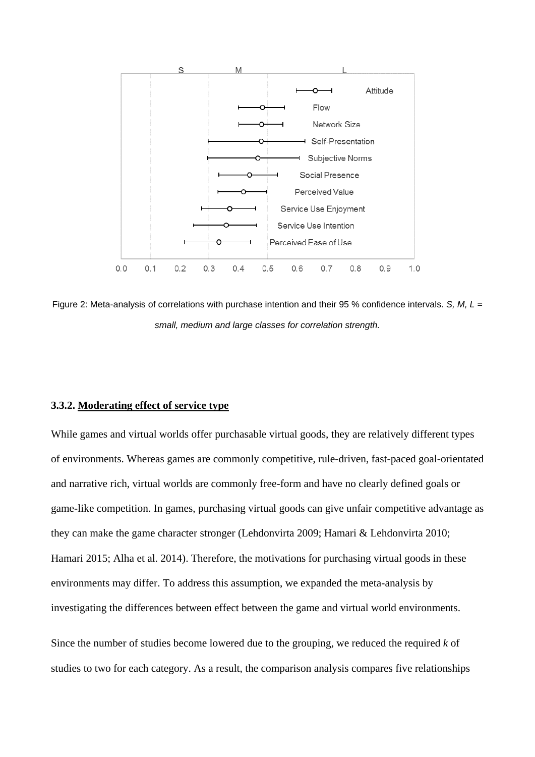Figure 2: Meta-analysis of correlations with purchase intention and their 95 % confidence intervals. *S, M, L = small, medium and large classes for correlation strength.*

### 3.3.2. Moderating effect of service type

While games and virtual worlds offer purchasable virtual goods, they are relatively different types of environments. Whereas games are commonly competitive, rule-driven, fast-paced goal-orientated and narrative rich, virtual worlds are commonly free-form and have no clearly defined goals or game-like competition. In games, purchasing virtual goods can give unfair competitive advantage as they can make the game character stronger (Lehdonvirta 2009; Hamari & Lehdonvirta 2010; Hamari 2015; Alha et al. 2014). Therefore, the motivations for purchasing virtual goods in these environments may differ. To address this assumption, we expanded the meta-analysis by investigating the differences between effect between the game and virtual world environments.

Since the number of studies become lowered due to the grouping, we reduced the required *k* of studies to two for each category. As a result, the comparison analysis compares five relationships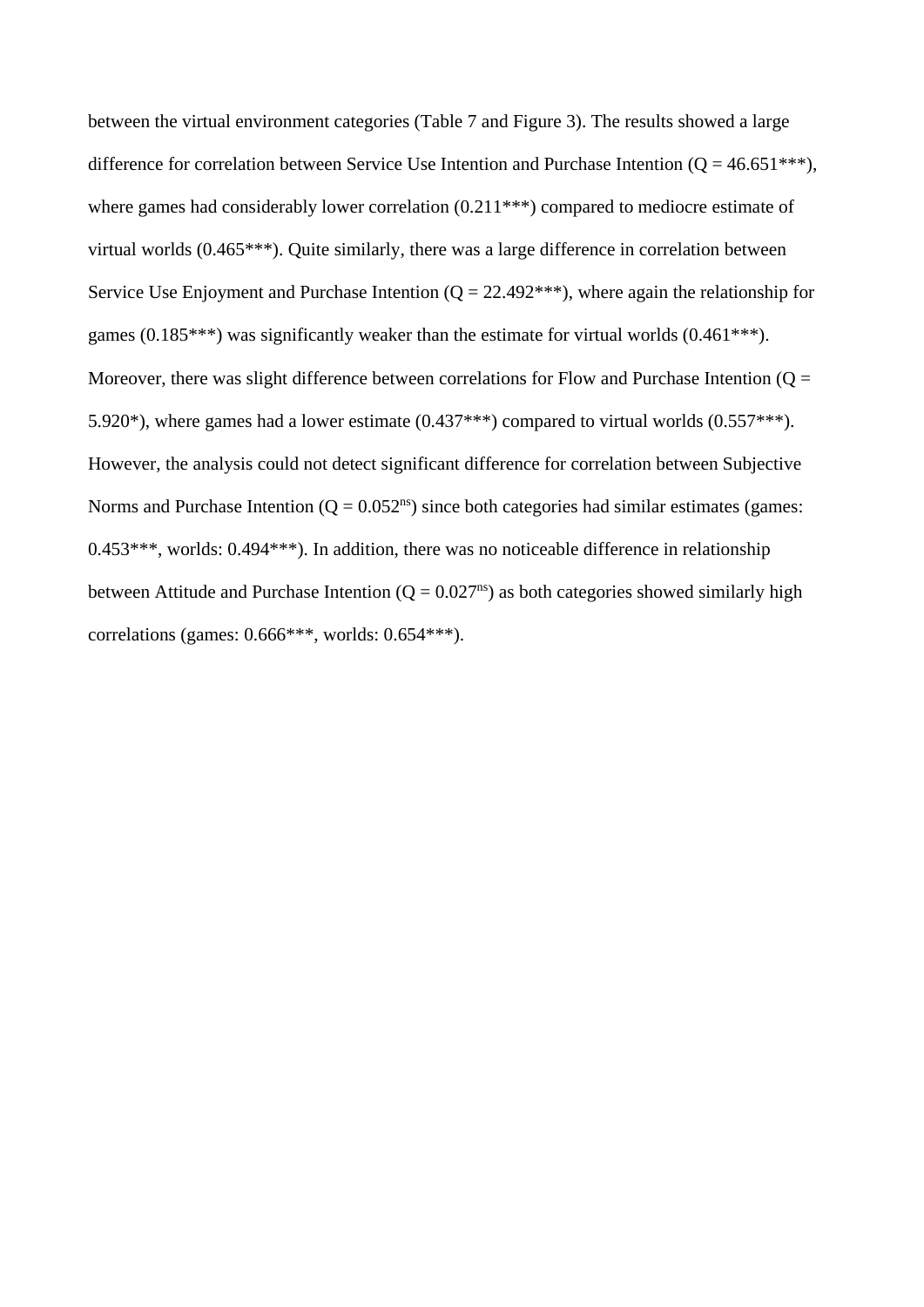between the virtual environment categories (Table 7 and Figure 3). The results showed a large difference for correlation between Service Use Intention and Purchase Intention (Q = 46.651***), where games had considerably lower correlation (0.211***) compared to mediocre estimate of virtual worlds (0.465***). Quite similarly, there was a large difference in correlation between Service Use Enjoyment and Purchase Intention (Q = 22.492***), where again the relationship for games (0.185***) was significantly weaker than the estimate for virtual worlds (0.461***). Moreover, there was slight difference between correlations for Flow and Purchase Intention (Q = 5.920*), where games had a lower estimate (0.437***) compared to virtual worlds (0.557***). However, the analysis could not detect significant difference for correlation between Subjective Norms and Purchase Intention (Q = $0.052^{ns}$) since both categories had similar estimates (games: 0.453***, worlds: 0.494***). In addition, there was no noticeable difference in relationship between Attitude and Purchase Intention (Q = $0.027^{ns}$) as both categories showed similarly high correlations (games: 0.666***, worlds: 0.654***).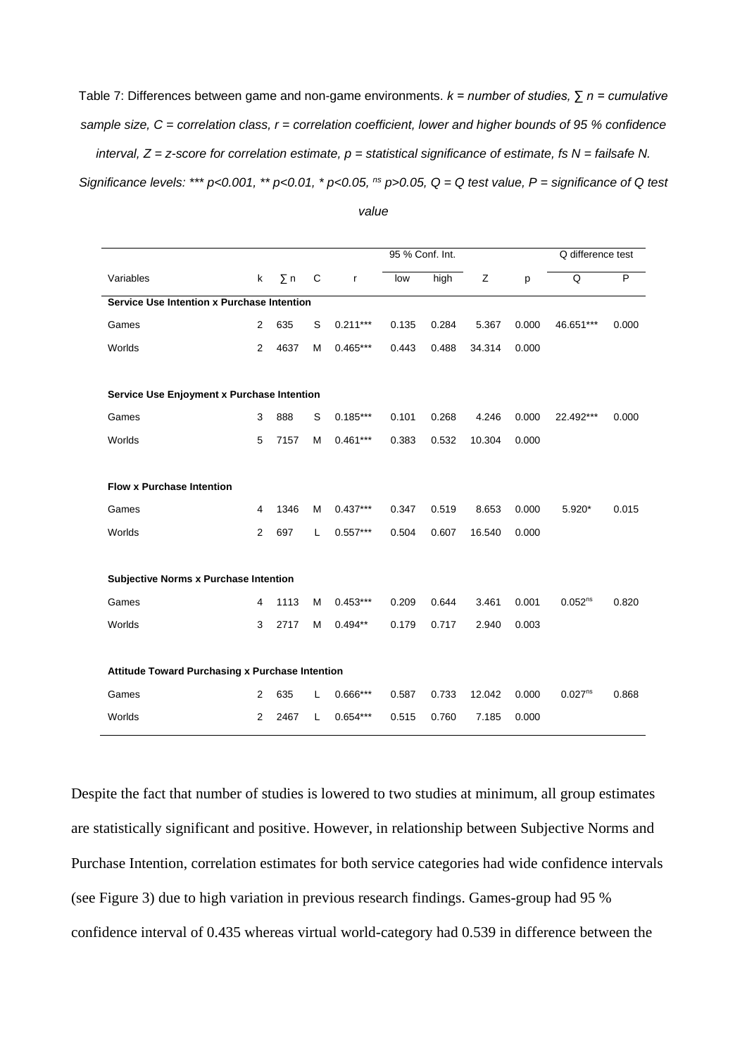Table 7: Differences between game and non-game environments. *k = number of studies, ∑ n = cumulative sample size, C = correlation class, r = correlation coefficient, lower and higher bounds of 95 % confidence interval, Z = z-score for correlation estimate, p = statistical significance of estimate, fs N = failsafe N. Significance levels: *** p<0.001, ** p<0.01, * p<0.05, $^{ns}$ p>0.05, Q = Q test value, P = significance of Q test value*

| | | | | | 95 % Conf. Int. | | | | Q difference test | |
|---|---|---|---|---|---|---|---|---|---|---|
| Variables | k | ∑ n | C | r | low | high | Z | p | Q | P |
| **Service Use Intention x Purchase Intention** | | | | | | | | | | |
| Games | 2 | 635 | S | 0.211*** | 0.135 | 0.284 | 5.367 | 0.000 | 46.651*** | 0.000 |
| Worlds | 2 | 4637 | M | 0.465*** | 0.443 | 0.488 | 34.314 | 0.000 | | |
| **Service Use Enjoyment x Purchase Intention** | | | | | | | | | | |
| Games | 3 | 888 | S | 0.185*** | 0.101 | 0.268 | 4.246 | 0.000 | 22.492*** | 0.000 |
| Worlds | 5 | 7157 | M | 0.461*** | 0.383 | 0.532 | 10.304 | 0.000 | | |
| **Flow x Purchase Intention** | | | | | | | | | | |
| Games | 4 | 1346 | M | 0.437*** | 0.347 | 0.519 | 8.653 | 0.000 | 5.920* | 0.015 |
| Worlds | 2 | 697 | L | 0.557*** | 0.504 | 0.607 | 16.540 | 0.000 | | |
| **Subjective Norms x Purchase Intention** | | | | | | | | | | |
| Games | 4 | 1113 | M | 0.453*** | 0.209 | 0.644 | 3.461 | 0.001 | 0.052$^{ns}$ | 0.820 |
| Worlds | 3 | 2717 | M | 0.494** | 0.179 | 0.717 | 2.940 | 0.003 | | |
| **Attitude Toward Purchasing x Purchase Intention** | | | | | | | | | | |
| Games | 2 | 635 | L | 0.666*** | 0.587 | 0.733 | 12.042 | 0.000 | 0.027$^{ns}$ | 0.868 |
| Worlds | 2 | 2467 | L | 0.654*** | 0.515 | 0.760 | 7.185 | 0.000 | | |

Despite the fact that number of studies is lowered to two studies at minimum, all group estimates are statistically significant and positive. However, in relationship between Subjective Norms and Purchase Intention, correlation estimates for both service categories had wide confidence intervals (see Figure 3) due to high variation in previous research findings. Games-group had 95 % confidence interval of 0.435 whereas virtual world-category had 0.539 in difference between the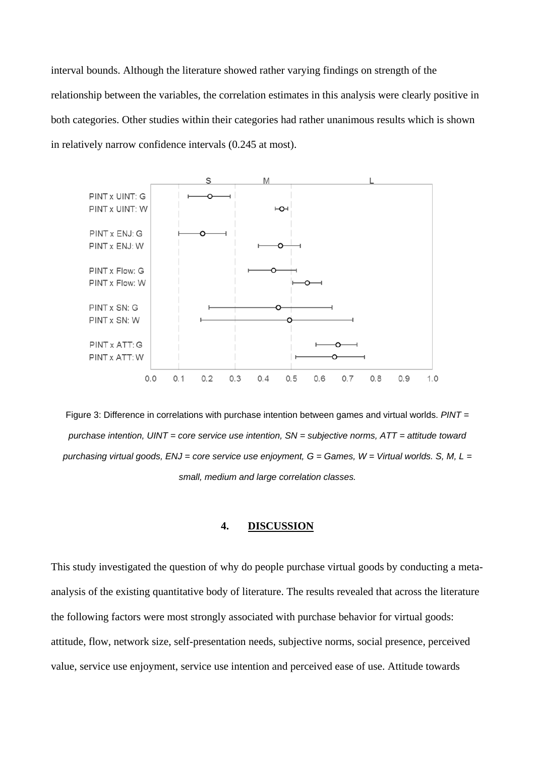interval bounds. Although the literature showed rather varying findings on strength of the relationship between the variables, the correlation estimates in this analysis were clearly positive in both categories. Other studies within their categories had rather unanimous results which is shown in relatively narrow confidence intervals (0.245 at most).

Figure 3: Difference in correlations with purchase intention between games and virtual worlds. *PINT = purchase intention, UINT = core service use intention, SN = subjective norms, ATT = attitude toward purchasing virtual goods, ENJ = core service use enjoyment, G = Games, W = Virtual worlds. S, M, L = small, medium and large correlation classes.*

## 4. DISCUSSION

This study investigated the question of why do people purchase virtual goods by conducting a meta-analysis of the existing quantitative body of literature. The results revealed that across the literature the following factors were most strongly associated with purchase behavior for virtual goods: attitude, flow, network size, self-presentation needs, subjective norms, social presence, perceived value, service use enjoyment, service use intention and perceived ease of use. Attitude towards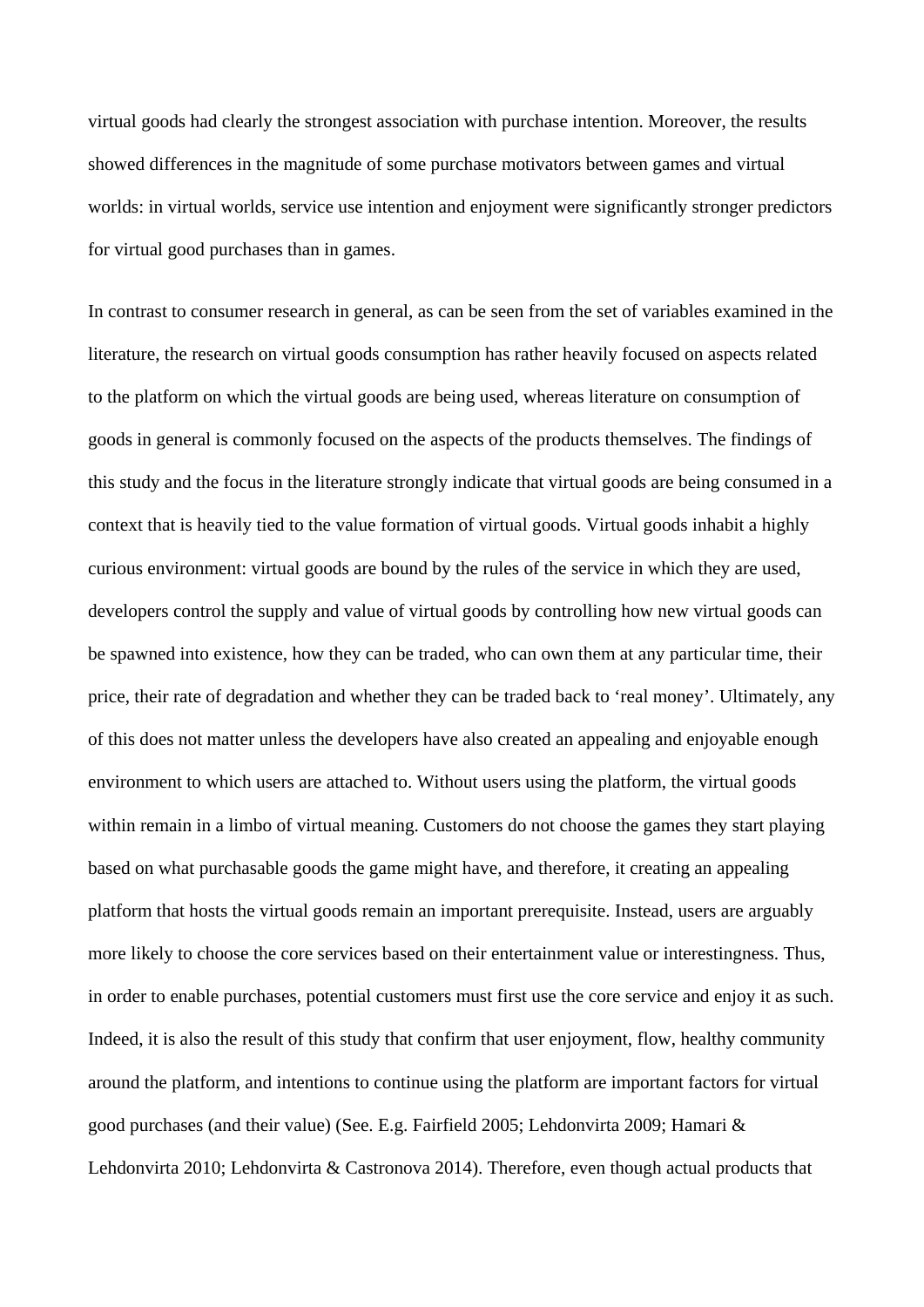virtual goods had clearly the strongest association with purchase intention. Moreover, the results showed differences in the magnitude of some purchase motivators between games and virtual worlds: in virtual worlds, service use intention and enjoyment were significantly stronger predictors for virtual good purchases than in games.

In contrast to consumer research in general, as can be seen from the set of variables examined in the literature, the research on virtual goods consumption has rather heavily focused on aspects related to the platform on which the virtual goods are being used, whereas literature on consumption of goods in general is commonly focused on the aspects of the products themselves. The findings of this study and the focus in the literature strongly indicate that virtual goods are being consumed in a context that is heavily tied to the value formation of virtual goods. Virtual goods inhabit a highly curious environment: virtual goods are bound by the rules of the service in which they are used, developers control the supply and value of virtual goods by controlling how new virtual goods can be spawned into existence, how they can be traded, who can own them at any particular time, their price, their rate of degradation and whether they can be traded back to 'real money'. Ultimately, any of this does not matter unless the developers have also created an appealing and enjoyable enough environment to which users are attached to. Without users using the platform, the virtual goods within remain in a limbo of virtual meaning. Customers do not choose the games they start playing based on what purchasable goods the game might have, and therefore, it creating an appealing platform that hosts the virtual goods remain an important prerequisite. Instead, users are arguably more likely to choose the core services based on their entertainment value or interestingness. Thus, in order to enable purchases, potential customers must first use the core service and enjoy it as such. Indeed, it is also the result of this study that confirm that user enjoyment, flow, healthy community around the platform, and intentions to continue using the platform are important factors for virtual good purchases (and their value) (See. E.g. Fairfield 2005; Lehdonvirta 2009; Hamari & Lehdonvirta 2010; Lehdonvirta & Castronova 2014). Therefore, even though actual products that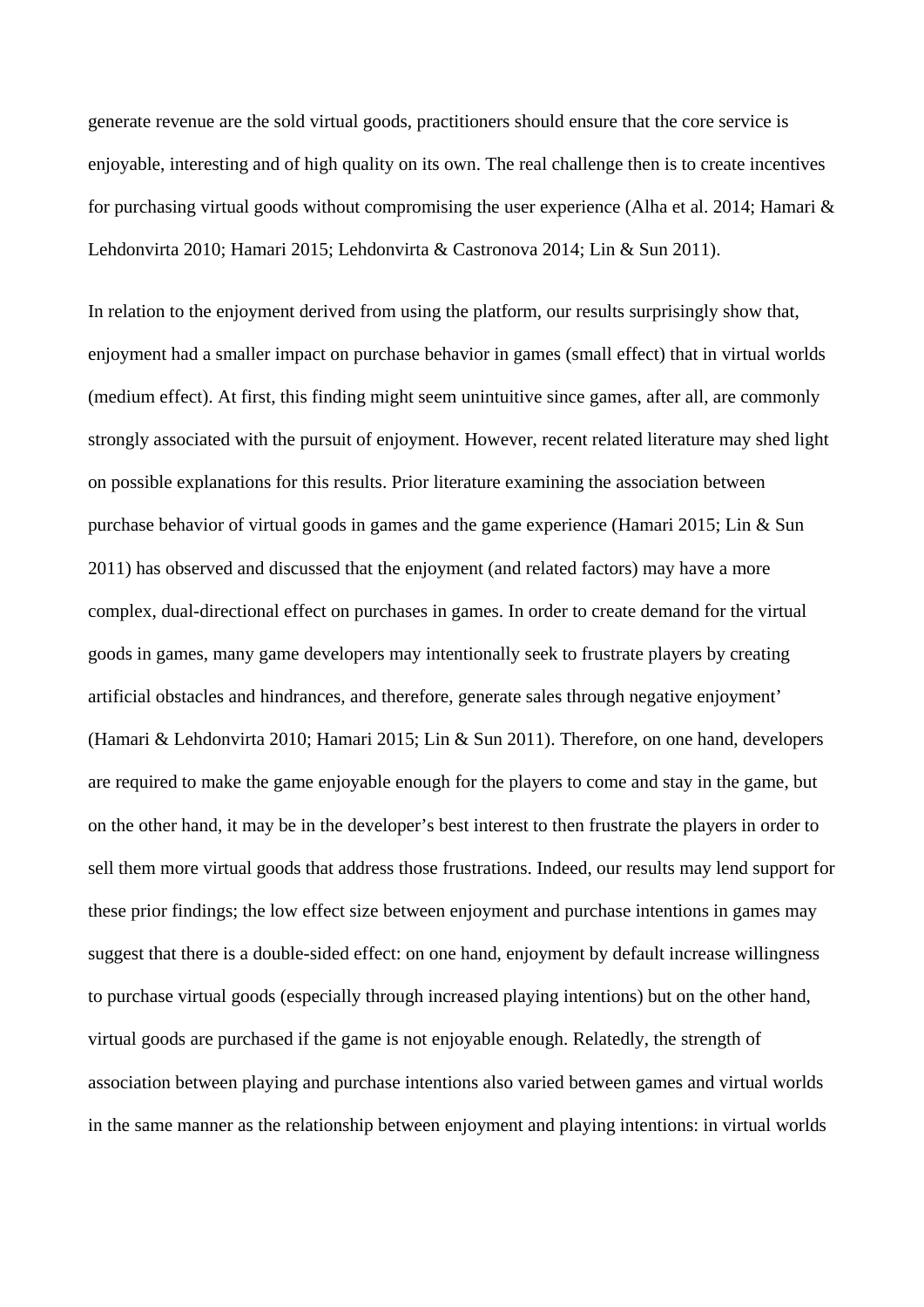generate revenue are the sold virtual goods, practitioners should ensure that the core service is enjoyable, interesting and of high quality on its own. The real challenge then is to create incentives for purchasing virtual goods without compromising the user experience (Alha et al. 2014; Hamari & Lehdonvirta 2010; Hamari 2015; Lehdonvirta & Castronova 2014; Lin & Sun 2011).

In relation to the enjoyment derived from using the platform, our results surprisingly show that, enjoyment had a smaller impact on purchase behavior in games (small effect) that in virtual worlds (medium effect). At first, this finding might seem unintuitive since games, after all, are commonly strongly associated with the pursuit of enjoyment. However, recent related literature may shed light on possible explanations for this results. Prior literature examining the association between purchase behavior of virtual goods in games and the game experience (Hamari 2015; Lin & Sun 2011) has observed and discussed that the enjoyment (and related factors) may have a more complex, dual-directional effect on purchases in games. In order to create demand for the virtual goods in games, many game developers may intentionally seek to frustrate players by creating artificial obstacles and hindrances, and therefore, generate sales through negative enjoyment' (Hamari & Lehdonvirta 2010; Hamari 2015; Lin & Sun 2011). Therefore, on one hand, developers are required to make the game enjoyable enough for the players to come and stay in the game, but on the other hand, it may be in the developer's best interest to then frustrate the players in order to sell them more virtual goods that address those frustrations. Indeed, our results may lend support for these prior findings; the low effect size between enjoyment and purchase intentions in games may suggest that there is a double-sided effect: on one hand, enjoyment by default increase willingness to purchase virtual goods (especially through increased playing intentions) but on the other hand, virtual goods are purchased if the game is not enjoyable enough. Relatedly, the strength of association between playing and purchase intentions also varied between games and virtual worlds in the same manner as the relationship between enjoyment and playing intentions: in virtual worlds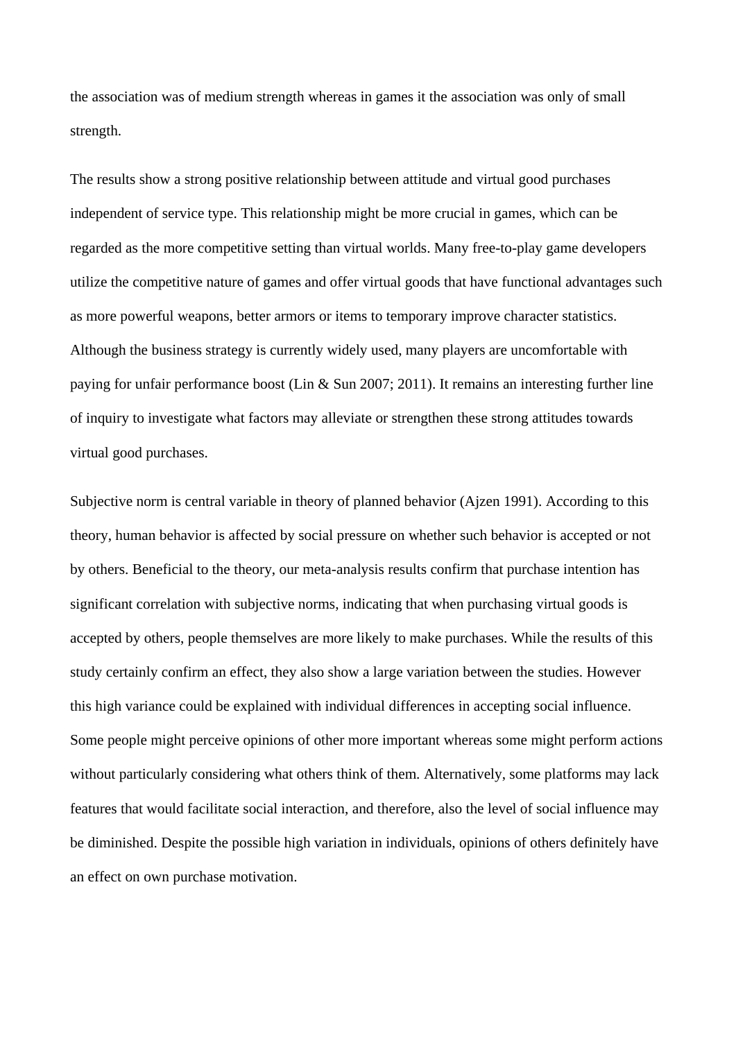the association was of medium strength whereas in games it the association was only of small strength.

The results show a strong positive relationship between attitude and virtual good purchases independent of service type. This relationship might be more crucial in games, which can be regarded as the more competitive setting than virtual worlds. Many free-to-play game developers utilize the competitive nature of games and offer virtual goods that have functional advantages such as more powerful weapons, better armors or items to temporary improve character statistics. Although the business strategy is currently widely used, many players are uncomfortable with paying for unfair performance boost (Lin & Sun 2007; 2011). It remains an interesting further line of inquiry to investigate what factors may alleviate or strengthen these strong attitudes towards virtual good purchases.

Subjective norm is central variable in theory of planned behavior (Ajzen 1991). According to this theory, human behavior is affected by social pressure on whether such behavior is accepted or not by others. Beneficial to the theory, our meta-analysis results confirm that purchase intention has significant correlation with subjective norms, indicating that when purchasing virtual goods is accepted by others, people themselves are more likely to make purchases. While the results of this study certainly confirm an effect, they also show a large variation between the studies. However this high variance could be explained with individual differences in accepting social influence. Some people might perceive opinions of other more important whereas some might perform actions without particularly considering what others think of them. Alternatively, some platforms may lack features that would facilitate social interaction, and therefore, also the level of social influence may be diminished. Despite the possible high variation in individuals, opinions of others definitely have an effect on own purchase motivation.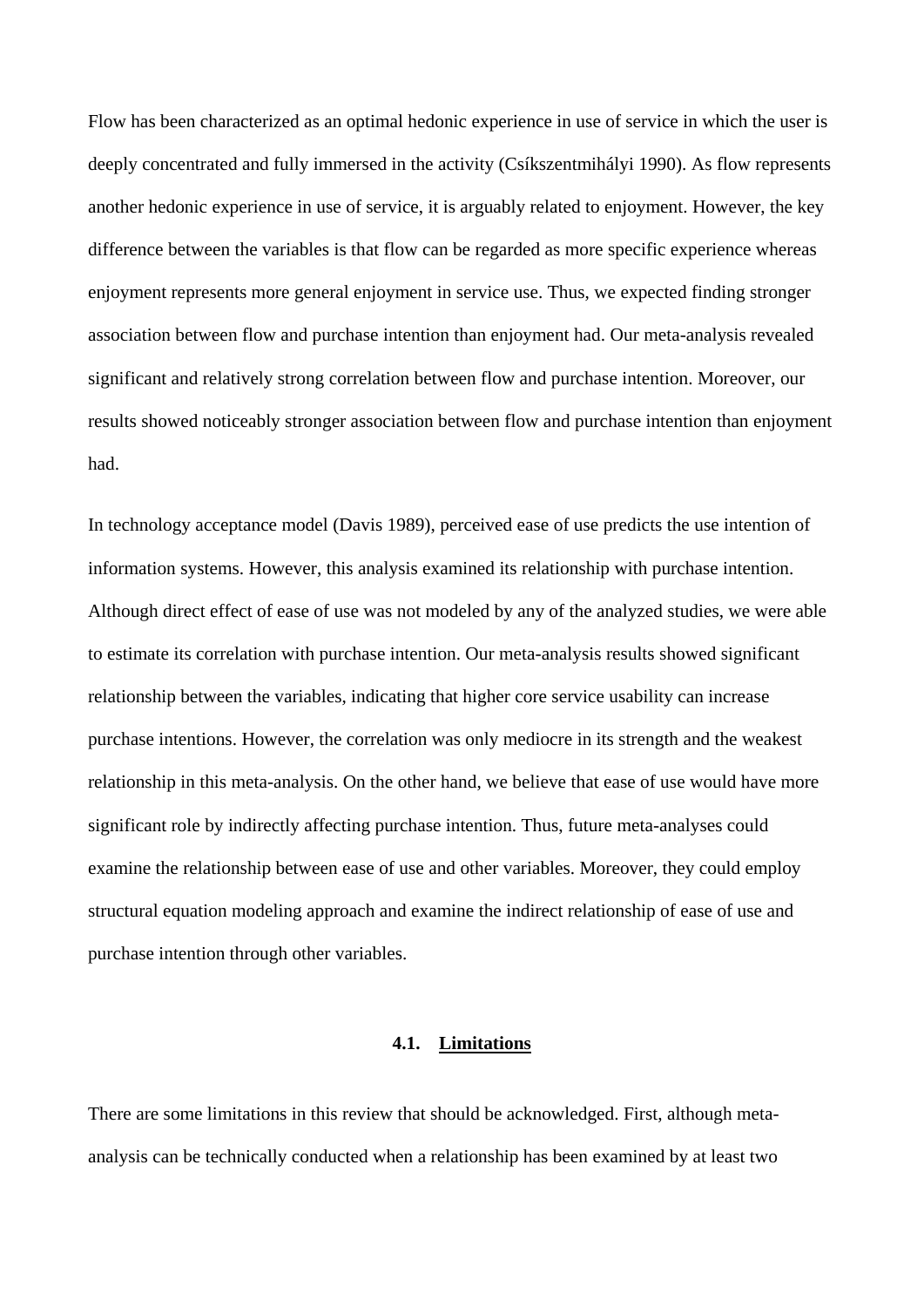Flow has been characterized as an optimal hedonic experience in use of service in which the user is deeply concentrated and fully immersed in the activity (Csíkszentmihályi 1990). As flow represents another hedonic experience in use of service, it is arguably related to enjoyment. However, the key difference between the variables is that flow can be regarded as more specific experience whereas enjoyment represents more general enjoyment in service use. Thus, we expected finding stronger association between flow and purchase intention than enjoyment had. Our meta-analysis revealed significant and relatively strong correlation between flow and purchase intention. Moreover, our results showed noticeably stronger association between flow and purchase intention than enjoyment had.

In technology acceptance model (Davis 1989), perceived ease of use predicts the use intention of information systems. However, this analysis examined its relationship with purchase intention. Although direct effect of ease of use was not modeled by any of the analyzed studies, we were able to estimate its correlation with purchase intention. Our meta-analysis results showed significant relationship between the variables, indicating that higher core service usability can increase purchase intentions. However, the correlation was only mediocre in its strength and the weakest relationship in this meta-analysis. On the other hand, we believe that ease of use would have more significant role by indirectly affecting purchase intention. Thus, future meta-analyses could examine the relationship between ease of use and other variables. Moreover, they could employ structural equation modeling approach and examine the indirect relationship of ease of use and purchase intention through other variables.

### 4.1. Limitations

There are some limitations in this review that should be acknowledged. First, although meta-analysis can be technically conducted when a relationship has been examined by at least two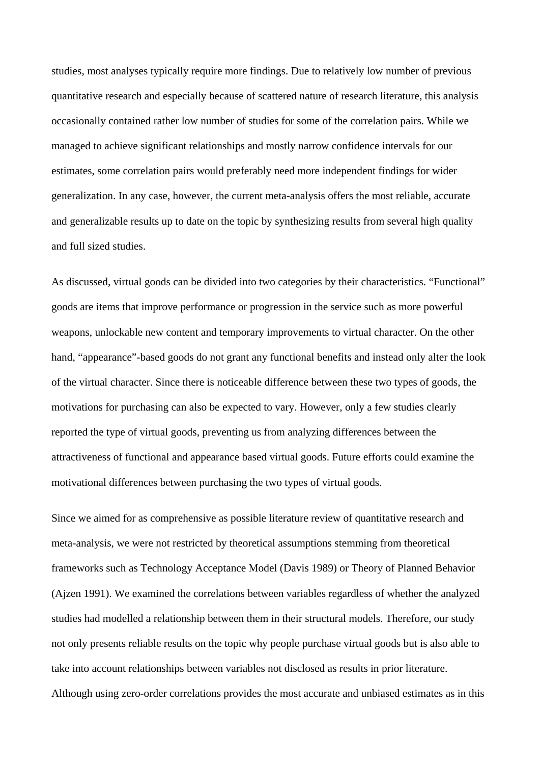studies, most analyses typically require more findings. Due to relatively low number of previous quantitative research and especially because of scattered nature of research literature, this analysis occasionally contained rather low number of studies for some of the correlation pairs. While we managed to achieve significant relationships and mostly narrow confidence intervals for our estimates, some correlation pairs would preferably need more independent findings for wider generalization. In any case, however, the current meta-analysis offers the most reliable, accurate and generalizable results up to date on the topic by synthesizing results from several high quality and full sized studies.

As discussed, virtual goods can be divided into two categories by their characteristics. "Functional" goods are items that improve performance or progression in the service such as more powerful weapons, unlockable new content and temporary improvements to virtual character. On the other hand, "appearance"-based goods do not grant any functional benefits and instead only alter the look of the virtual character. Since there is noticeable difference between these two types of goods, the motivations for purchasing can also be expected to vary. However, only a few studies clearly reported the type of virtual goods, preventing us from analyzing differences between the attractiveness of functional and appearance based virtual goods. Future efforts could examine the motivational differences between purchasing the two types of virtual goods.

Since we aimed for as comprehensive as possible literature review of quantitative research and meta-analysis, we were not restricted by theoretical assumptions stemming from theoretical frameworks such as Technology Acceptance Model (Davis 1989) or Theory of Planned Behavior (Ajzen 1991). We examined the correlations between variables regardless of whether the analyzed studies had modelled a relationship between them in their structural models. Therefore, our study not only presents reliable results on the topic why people purchase virtual goods but is also able to take into account relationships between variables not disclosed as results in prior literature. Although using zero-order correlations provides the most accurate and unbiased estimates as in this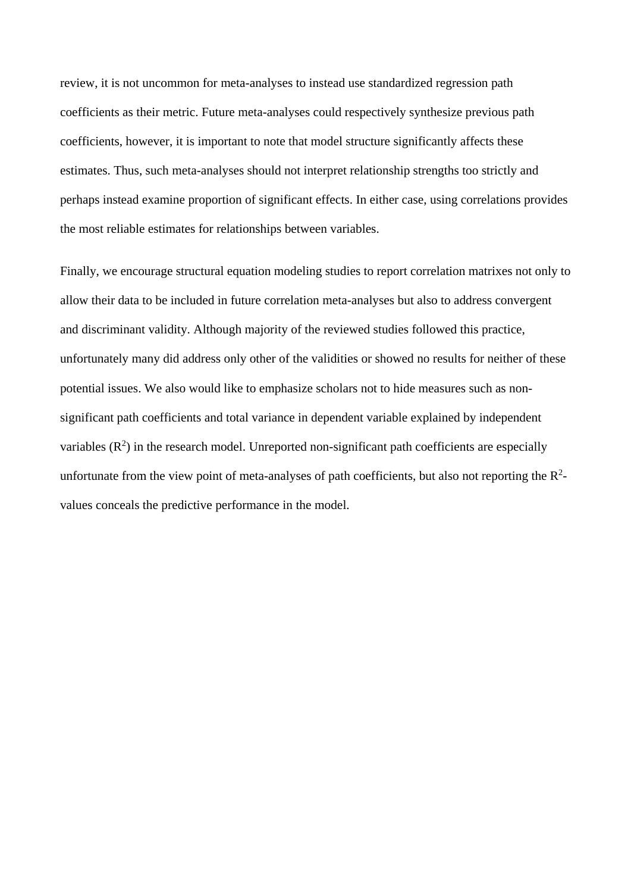review, it is not uncommon for meta-analyses to instead use standardized regression path coefficients as their metric. Future meta-analyses could respectively synthesize previous path coefficients, however, it is important to note that model structure significantly affects these estimates. Thus, such meta-analyses should not interpret relationship strengths too strictly and perhaps instead examine proportion of significant effects. In either case, using correlations provides the most reliable estimates for relationships between variables.

Finally, we encourage structural equation modeling studies to report correlation matrixes not only to allow their data to be included in future correlation meta-analyses but also to address convergent and discriminant validity. Although majority of the reviewed studies followed this practice, unfortunately many did address only other of the validities or showed no results for neither of these potential issues. We also would like to emphasize scholars not to hide measures such as non-significant path coefficients and total variance in dependent variable explained by independent variables ($R^2$) in the research model. Unreported non-significant path coefficients are especially unfortunate from the view point of meta-analyses of path coefficients, but also not reporting the $R^2$-values conceals the predictive performance in the model.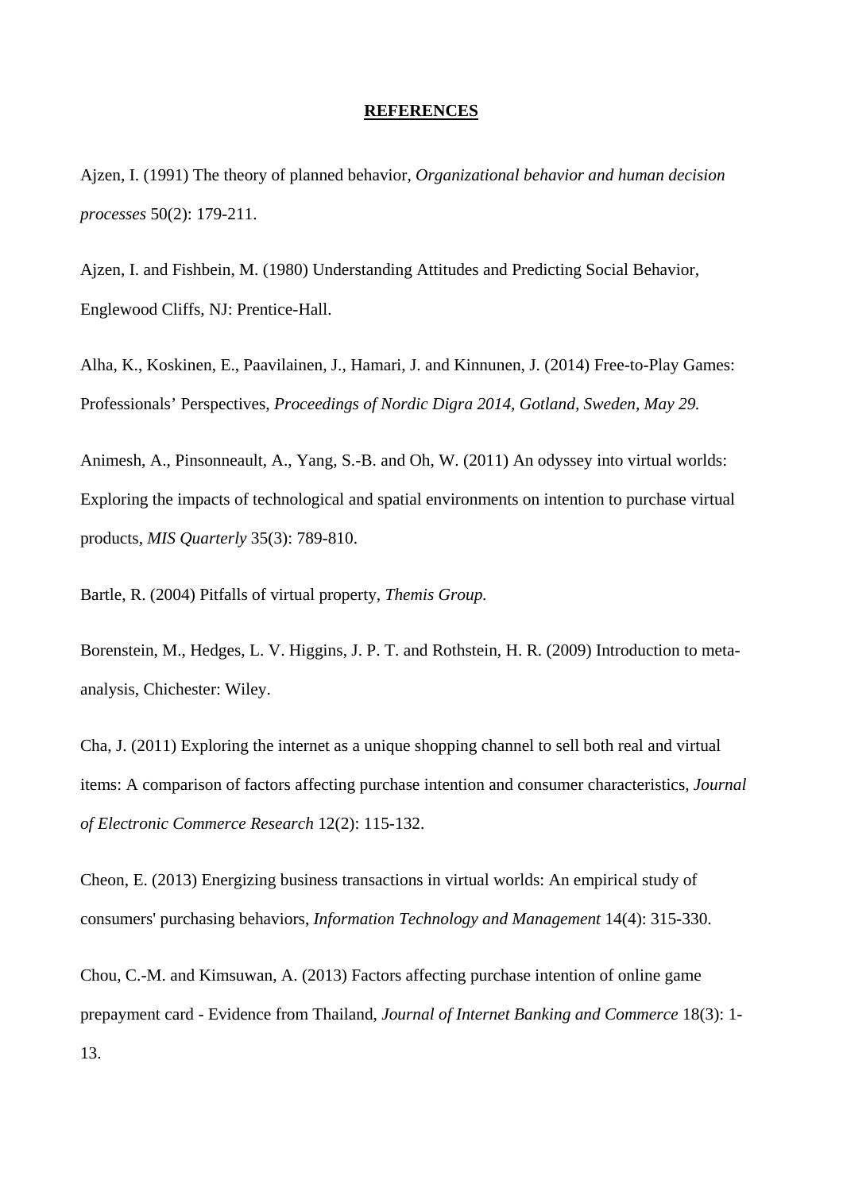# REFERENCES

Ajzen, I. (1991) The theory of planned behavior, *Organizational behavior and human decision processes* 50(2): 179-211.

Ajzen, I. and Fishbein, M. (1980) Understanding Attitudes and Predicting Social Behavior, Englewood Cliffs, NJ: Prentice-Hall.

Alha, K., Koskinen, E., Paavilainen, J., Hamari, J. and Kinnunen, J. (2014) Free-to-Play Games: Professionals' Perspectives, *Proceedings of Nordic Digra 2014, Gotland, Sweden, May 29.*

Animesh, A., Pinsonneault, A., Yang, S.-B. and Oh, W. (2011) An odyssey into virtual worlds: Exploring the impacts of technological and spatial environments on intention to purchase virtual products, *MIS Quarterly* 35(3): 789-810.

Bartle, R. (2004) Pitfalls of virtual property, *Themis Group.*

Borenstein, M., Hedges, L. V. Higgins, J. P. T. and Rothstein, H. R. (2009) Introduction to meta-analysis, Chichester: Wiley.

Cha, J. (2011) Exploring the internet as a unique shopping channel to sell both real and virtual items: A comparison of factors affecting purchase intention and consumer characteristics, *Journal of Electronic Commerce Research* 12(2): 115-132.

Cheon, E. (2013) Energizing business transactions in virtual worlds: An empirical study of consumers' purchasing behaviors, *Information Technology and Management* 14(4): 315-330.

Chou, C.-M. and Kimsuwan, A. (2013) Factors affecting purchase intention of online game prepayment card - Evidence from Thailand, *Journal of Internet Banking and Commerce* 18(3): 1-13.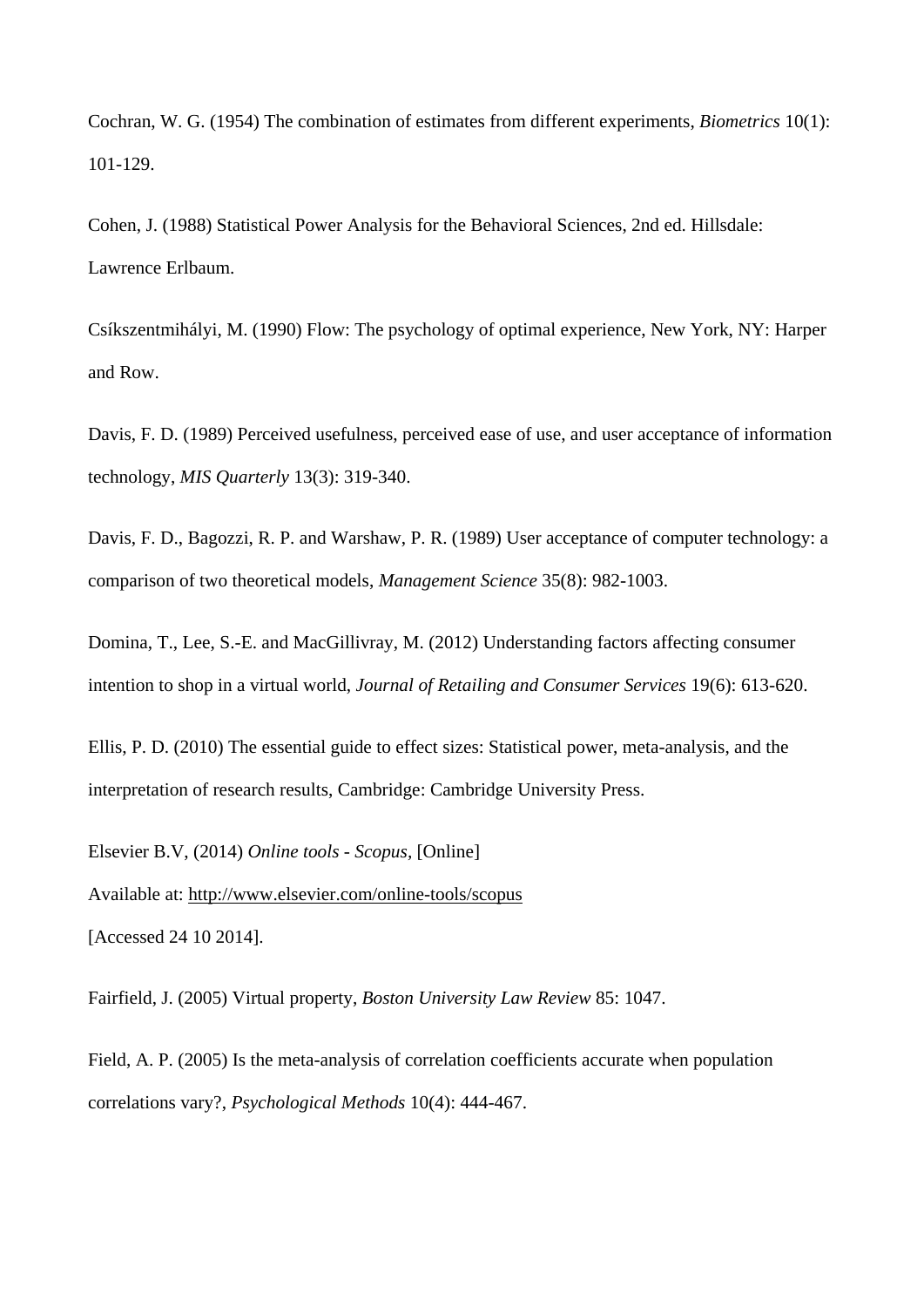Cochran, W. G. (1954) The combination of estimates from different experiments, *Biometrics* 10(1): 101-129.

Cohen, J. (1988) Statistical Power Analysis for the Behavioral Sciences, 2nd ed. Hillsdale: Lawrence Erlbaum.

Csíkszentmihályi, M. (1990) Flow: The psychology of optimal experience, New York, NY: Harper and Row.

Davis, F. D. (1989) Perceived usefulness, perceived ease of use, and user acceptance of information technology, *MIS Quarterly* 13(3): 319-340.

Davis, F. D., Bagozzi, R. P. and Warshaw, P. R. (1989) User acceptance of computer technology: a comparison of two theoretical models, *Management Science* 35(8): 982-1003.

Domina, T., Lee, S.-E. and MacGillivray, M. (2012) Understanding factors affecting consumer intention to shop in a virtual world, *Journal of Retailing and Consumer Services* 19(6): 613-620.

Ellis, P. D. (2010) The essential guide to effect sizes: Statistical power, meta-analysis, and the interpretation of research results, Cambridge: Cambridge University Press.

Elsevier B.V, (2014) *Online tools - Scopus,* [Online]
Available at: http://www.elsevier.com/online-tools/scopus
[Accessed 24 10 2014].

Fairfield, J. (2005) Virtual property, *Boston University Law Review* 85: 1047.

Field, A. P. (2005) Is the meta-analysis of correlation coefficients accurate when population correlations vary?, *Psychological Methods* 10(4): 444-467.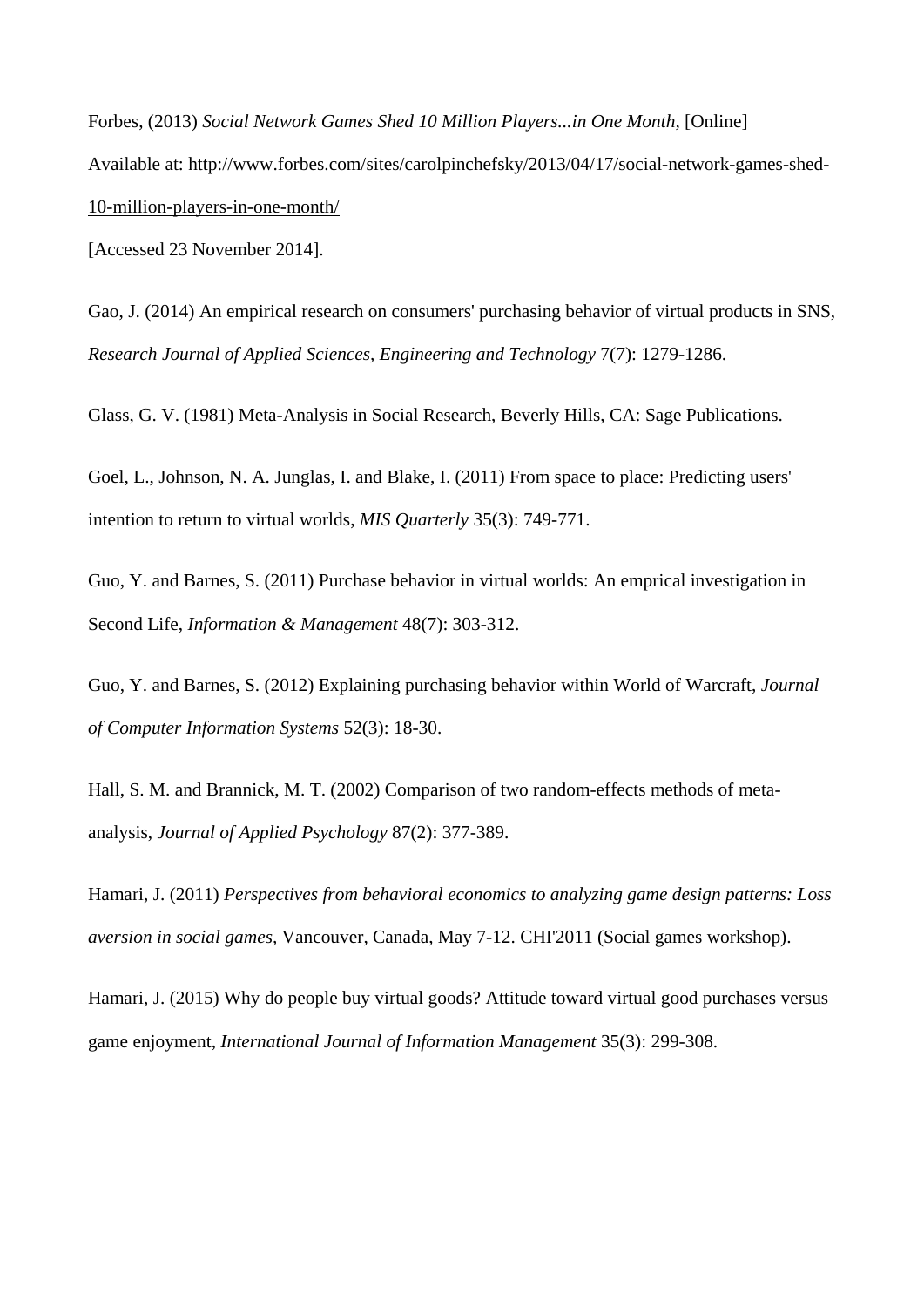Forbes, (2013) *Social Network Games Shed 10 Million Players...in One Month,* [Online] Available at: http://www.forbes.com/sites/carolpinchefsky/2013/04/17/social-network-games-shed-10-million-players-in-one-month/ [Accessed 23 November 2014].

Gao, J. (2014) An empirical research on consumers' purchasing behavior of virtual products in SNS, *Research Journal of Applied Sciences, Engineering and Technology* 7(7): 1279-1286.

Glass, G. V. (1981) Meta-Analysis in Social Research, Beverly Hills, CA: Sage Publications.

Goel, L., Johnson, N. A. Junglas, I. and Blake, I. (2011) From space to place: Predicting users' intention to return to virtual worlds, *MIS Quarterly* 35(3): 749-771.

Guo, Y. and Barnes, S. (2011) Purchase behavior in virtual worlds: An emprical investigation in Second Life, *Information & Management* 48(7): 303-312.

Guo, Y. and Barnes, S. (2012) Explaining purchasing behavior within World of Warcraft, *Journal of Computer Information Systems* 52(3): 18-30.

Hall, S. M. and Brannick, M. T. (2002) Comparison of two random-effects methods of meta-analysis, *Journal of Applied Psychology* 87(2): 377-389.

Hamari, J. (2011) *Perspectives from behavioral economics to analyzing game design patterns: Loss aversion in social games,* Vancouver, Canada, May 7-12. CHI'2011 (Social games workshop).

Hamari, J. (2015) Why do people buy virtual goods? Attitude toward virtual good purchases versus game enjoyment, *International Journal of Information Management* 35(3): 299-308.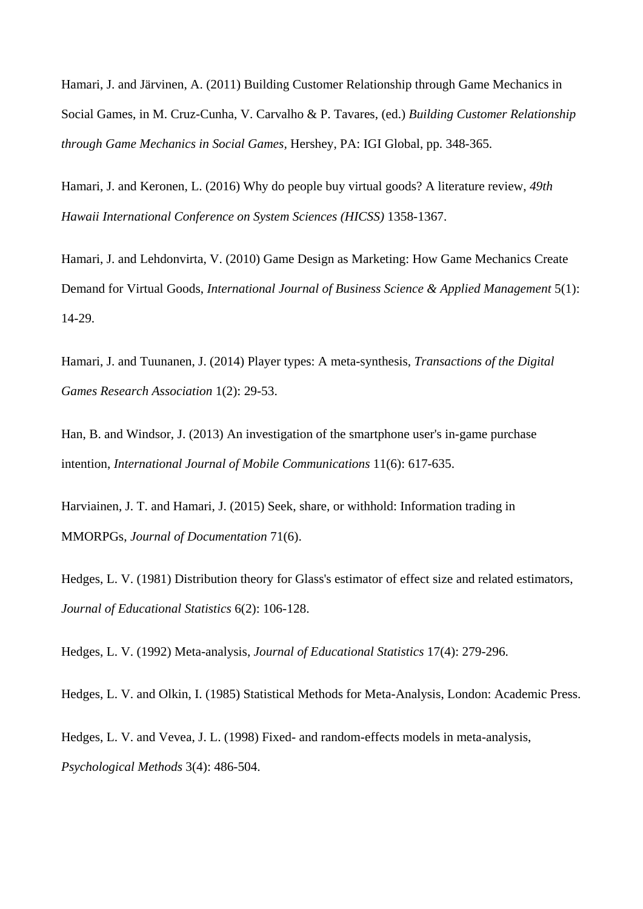Hamari, J. and Järvinen, A. (2011) Building Customer Relationship through Game Mechanics in Social Games, in M. Cruz-Cunha, V. Carvalho & P. Tavares, (ed.) *Building Customer Relationship through Game Mechanics in Social Games*, Hershey, PA: IGI Global, pp. 348-365.

Hamari, J. and Keronen, L. (2016) Why do people buy virtual goods? A literature review, *49th Hawaii International Conference on System Sciences (HICSS)* 1358-1367.

Hamari, J. and Lehdonvirta, V. (2010) Game Design as Marketing: How Game Mechanics Create Demand for Virtual Goods, *International Journal of Business Science & Applied Management* 5(1): 14-29.

Hamari, J. and Tuunanen, J. (2014) Player types: A meta-synthesis, *Transactions of the Digital Games Research Association* 1(2): 29-53.

Han, B. and Windsor, J. (2013) An investigation of the smartphone user's in-game purchase intention, *International Journal of Mobile Communications* 11(6): 617-635.

Harviainen, J. T. and Hamari, J. (2015) Seek, share, or withhold: Information trading in MMORPGs, *Journal of Documentation* 71(6).

Hedges, L. V. (1981) Distribution theory for Glass's estimator of effect size and related estimators, *Journal of Educational Statistics* 6(2): 106-128.

Hedges, L. V. (1992) Meta-analysis, *Journal of Educational Statistics* 17(4): 279-296.

Hedges, L. V. and Olkin, I. (1985) Statistical Methods for Meta-Analysis, London: Academic Press.

Hedges, L. V. and Vevea, J. L. (1998) Fixed- and random-effects models in meta-analysis, *Psychological Methods* 3(4): 486-504.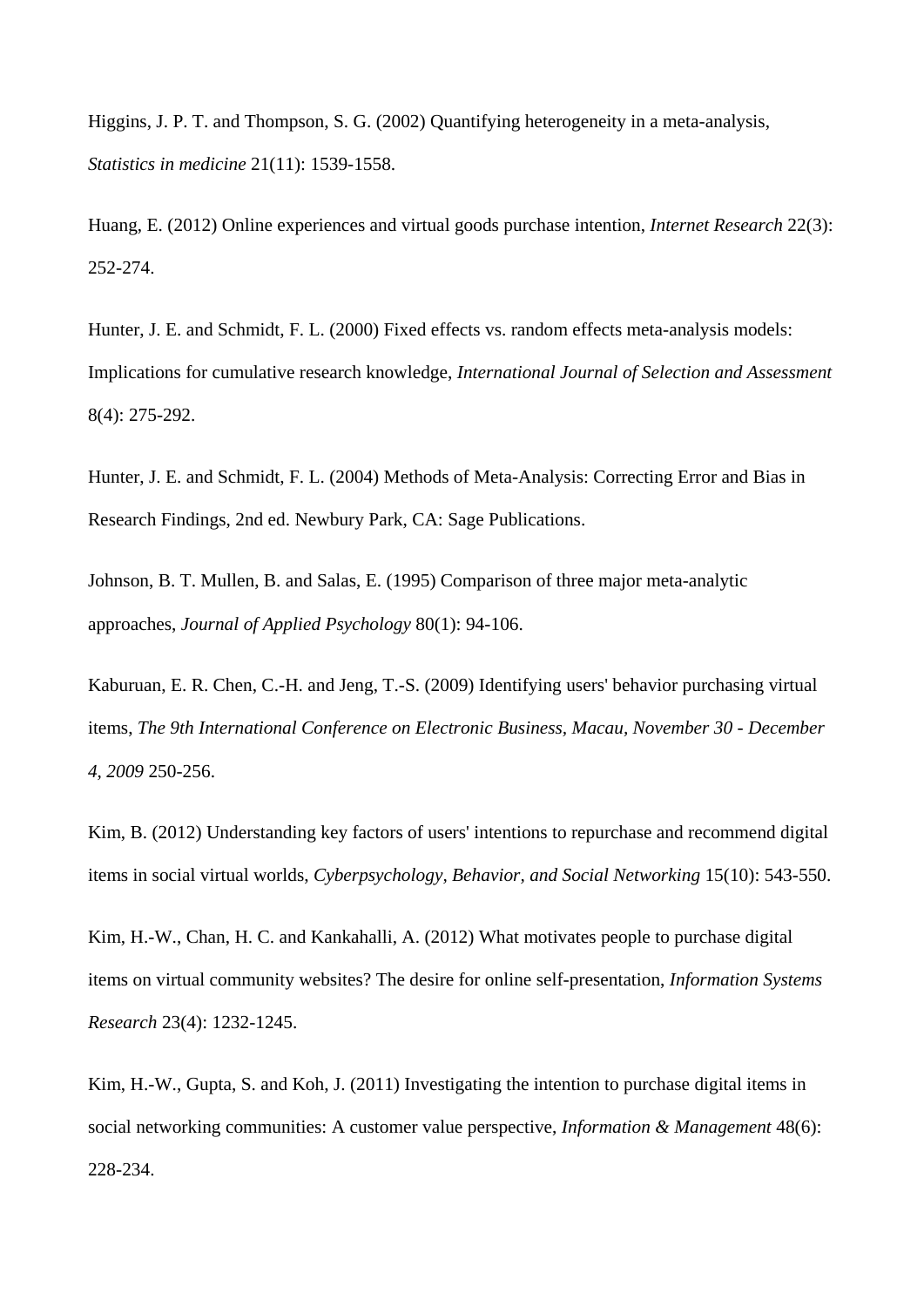Higgins, J. P. T. and Thompson, S. G. (2002) Quantifying heterogeneity in a meta-analysis, *Statistics in medicine* 21(11): 1539-1558.

Huang, E. (2012) Online experiences and virtual goods purchase intention, *Internet Research* 22(3): 252-274.

Hunter, J. E. and Schmidt, F. L. (2000) Fixed effects vs. random effects meta-analysis models: Implications for cumulative research knowledge, *International Journal of Selection and Assessment* 8(4): 275-292.

Hunter, J. E. and Schmidt, F. L. (2004) Methods of Meta-Analysis: Correcting Error and Bias in Research Findings, 2nd ed. Newbury Park, CA: Sage Publications.

Johnson, B. T. Mullen, B. and Salas, E. (1995) Comparison of three major meta-analytic approaches, *Journal of Applied Psychology* 80(1): 94-106.

Kaburuan, E. R. Chen, C.-H. and Jeng, T.-S. (2009) Identifying users' behavior purchasing virtual items, *The 9th International Conference on Electronic Business, Macau, November 30 - December 4, 2009* 250-256.

Kim, B. (2012) Understanding key factors of users' intentions to repurchase and recommend digital items in social virtual worlds, *Cyberpsychology, Behavior, and Social Networking* 15(10): 543-550.

Kim, H.-W., Chan, H. C. and Kankahalli, A. (2012) What motivates people to purchase digital items on virtual community websites? The desire for online self-presentation, *Information Systems Research* 23(4): 1232-1245.

Kim, H.-W., Gupta, S. and Koh, J. (2011) Investigating the intention to purchase digital items in social networking communities: A customer value perspective, *Information & Management* 48(6): 228-234.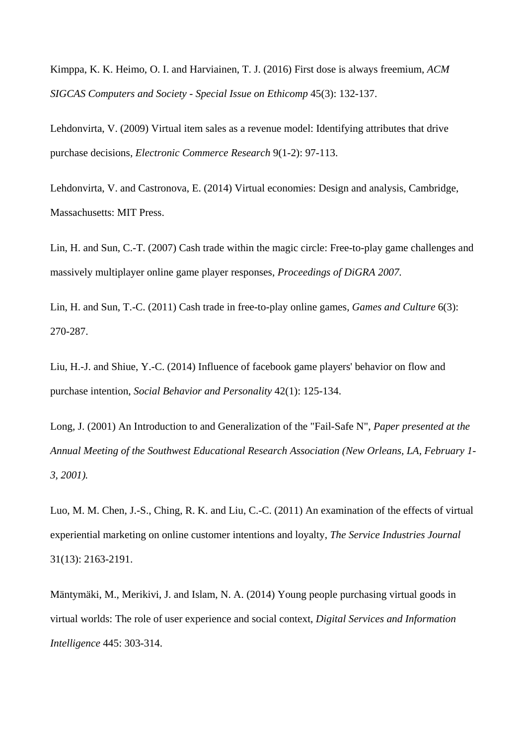Kimppa, K. K. Heimo, O. I. and Harviainen, T. J. (2016) First dose is always freemium, *ACM SIGCAS Computers and Society - Special Issue on Ethicomp* 45(3): 132-137.

Lehdonvirta, V. (2009) Virtual item sales as a revenue model: Identifying attributes that drive purchase decisions, *Electronic Commerce Research* 9(1-2): 97-113.

Lehdonvirta, V. and Castronova, E. (2014) Virtual economies: Design and analysis, Cambridge, Massachusetts: MIT Press.

Lin, H. and Sun, C.-T. (2007) Cash trade within the magic circle: Free-to-play game challenges and massively multiplayer online game player responses, *Proceedings of DiGRA 2007.*

Lin, H. and Sun, T.-C. (2011) Cash trade in free-to-play online games, *Games and Culture* 6(3): 270-287.

Liu, H.-J. and Shiue, Y.-C. (2014) Influence of facebook game players' behavior on flow and purchase intention, *Social Behavior and Personality* 42(1): 125-134.

Long, J. (2001) An Introduction to and Generalization of the "Fail-Safe N", *Paper presented at the Annual Meeting of the Southwest Educational Research Association (New Orleans, LA, February 1-3, 2001).*

Luo, M. M. Chen, J.-S., Ching, R. K. and Liu, C.-C. (2011) An examination of the effects of virtual experiential marketing on online customer intentions and loyalty, *The Service Industries Journal* 31(13): 2163-2191.

Mäntymäki, M., Merikivi, J. and Islam, N. A. (2014) Young people purchasing virtual goods in virtual worlds: The role of user experience and social context, *Digital Services and Information Intelligence* 445: 303-314.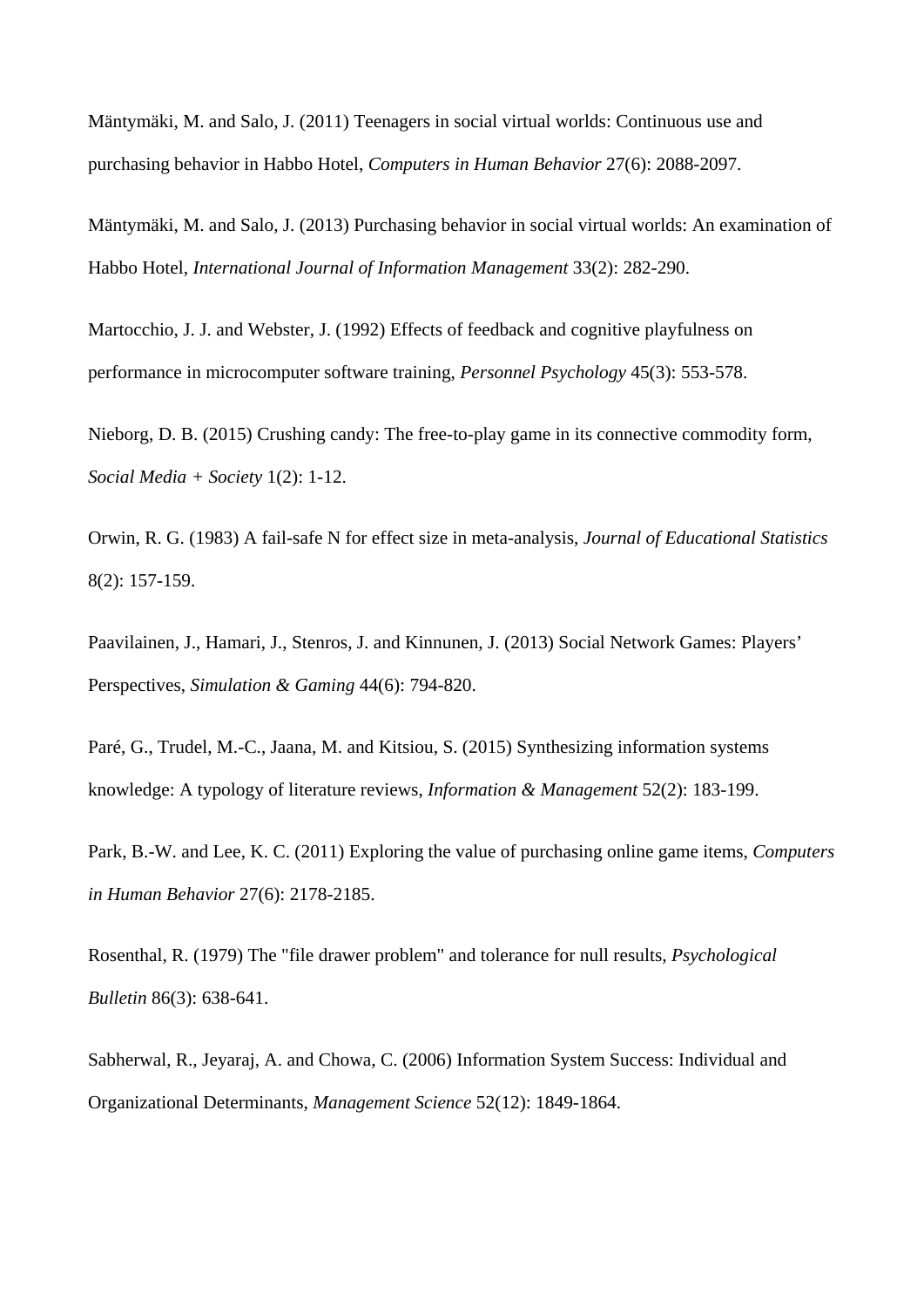Mäntymäki, M. and Salo, J. (2011) Teenagers in social virtual worlds: Continuous use and purchasing behavior in Habbo Hotel, *Computers in Human Behavior* 27(6): 2088-2097.

Mäntymäki, M. and Salo, J. (2013) Purchasing behavior in social virtual worlds: An examination of Habbo Hotel, *International Journal of Information Management* 33(2): 282-290.

Martocchio, J. J. and Webster, J. (1992) Effects of feedback and cognitive playfulness on performance in microcomputer software training, *Personnel Psychology* 45(3): 553-578.

Nieborg, D. B. (2015) Crushing candy: The free-to-play game in its connective commodity form, *Social Media + Society* 1(2): 1-12.

Orwin, R. G. (1983) A fail-safe N for effect size in meta-analysis, *Journal of Educational Statistics* 8(2): 157-159.

Paavilainen, J., Hamari, J., Stenros, J. and Kinnunen, J. (2013) Social Network Games: Players' Perspectives, *Simulation & Gaming* 44(6): 794-820.

Paré, G., Trudel, M.-C., Jaana, M. and Kitsiou, S. (2015) Synthesizing information systems knowledge: A typology of literature reviews, *Information & Management* 52(2): 183-199.

Park, B.-W. and Lee, K. C. (2011) Exploring the value of purchasing online game items, *Computers in Human Behavior* 27(6): 2178-2185.

Rosenthal, R. (1979) The "file drawer problem" and tolerance for null results, *Psychological Bulletin* 86(3): 638-641.

Sabherwal, R., Jeyaraj, A. and Chowa, C. (2006) Information System Success: Individual and Organizational Determinants, *Management Science* 52(12): 1849-1864.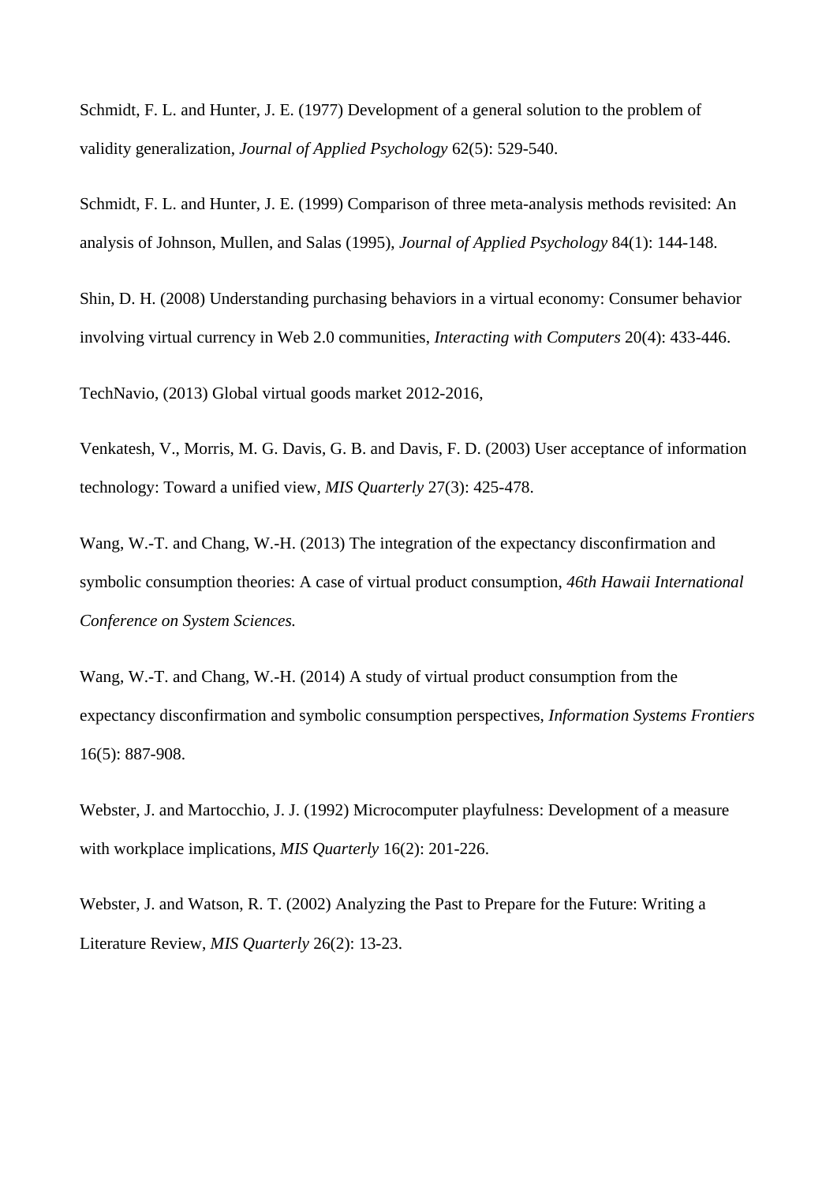Schmidt, F. L. and Hunter, J. E. (1977) Development of a general solution to the problem of validity generalization, *Journal of Applied Psychology* 62(5): 529-540.

Schmidt, F. L. and Hunter, J. E. (1999) Comparison of three meta-analysis methods revisited: An analysis of Johnson, Mullen, and Salas (1995), *Journal of Applied Psychology* 84(1): 144-148.

Shin, D. H. (2008) Understanding purchasing behaviors in a virtual economy: Consumer behavior involving virtual currency in Web 2.0 communities, *Interacting with Computers* 20(4): 433-446.

TechNavio, (2013) Global virtual goods market 2012-2016,

Venkatesh, V., Morris, M. G. Davis, G. B. and Davis, F. D. (2003) User acceptance of information technology: Toward a unified view, *MIS Quarterly* 27(3): 425-478.

Wang, W.-T. and Chang, W.-H. (2013) The integration of the expectancy disconfirmation and symbolic consumption theories: A case of virtual product consumption, *46th Hawaii International Conference on System Sciences.*

Wang, W.-T. and Chang, W.-H. (2014) A study of virtual product consumption from the expectancy disconfirmation and symbolic consumption perspectives, *Information Systems Frontiers* 16(5): 887-908.

Webster, J. and Martocchio, J. J. (1992) Microcomputer playfulness: Development of a measure with workplace implications, *MIS Quarterly* 16(2): 201-226.

Webster, J. and Watson, R. T. (2002) Analyzing the Past to Prepare for the Future: Writing a Literature Review, *MIS Quarterly* 26(2): 13-23.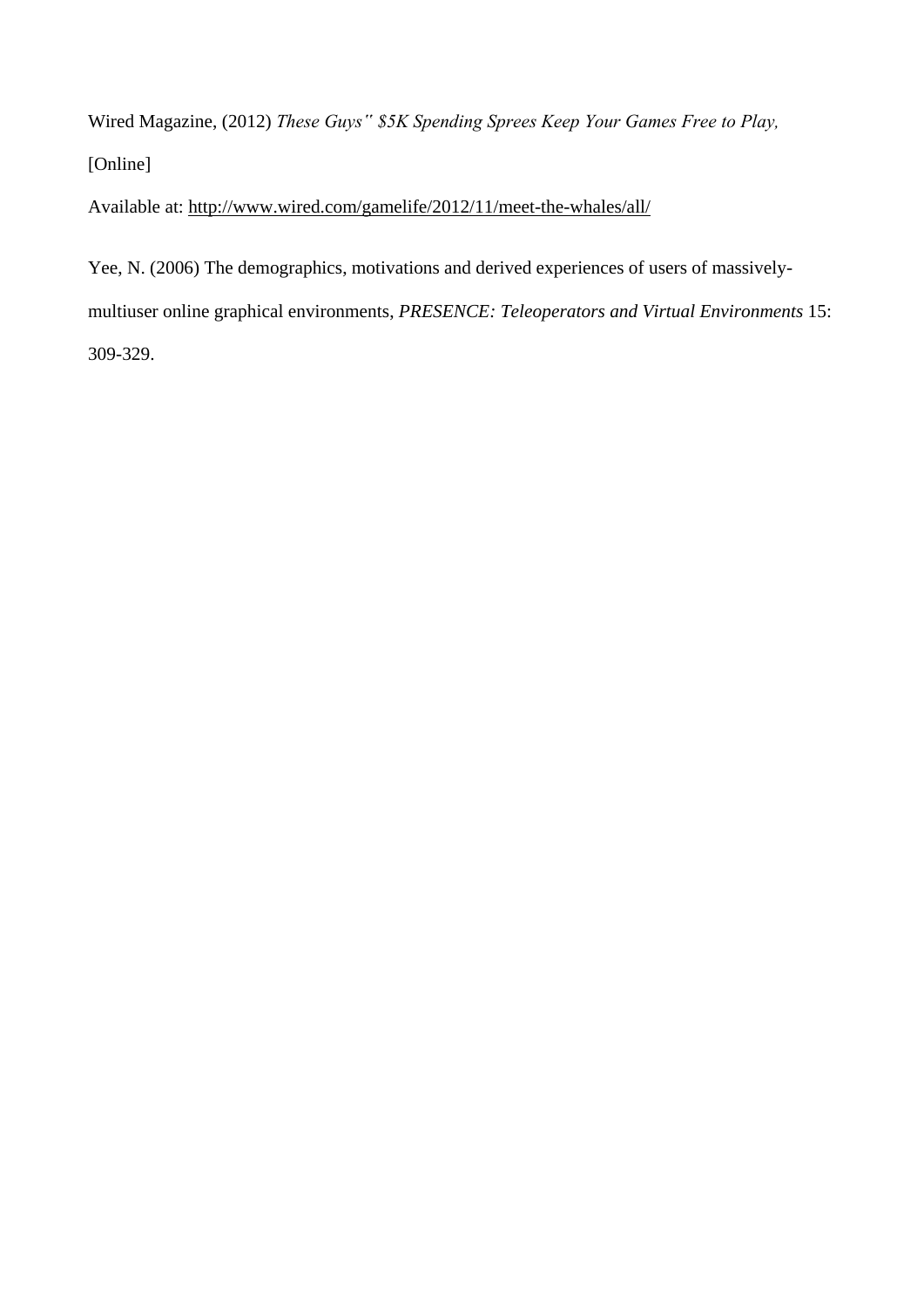Wired Magazine, (2012) *These Guys" $5K Spending Sprees Keep Your Games Free to Play,* [Online]

Available at: http://www.wired.com/gamelife/2012/11/meet-the-whales/all/

Yee, N. (2006) The demographics, motivations and derived experiences of users of massively-multiuser online graphical environments, *PRESENCE: Teleoperators and Virtual Environments* 15: 309-329.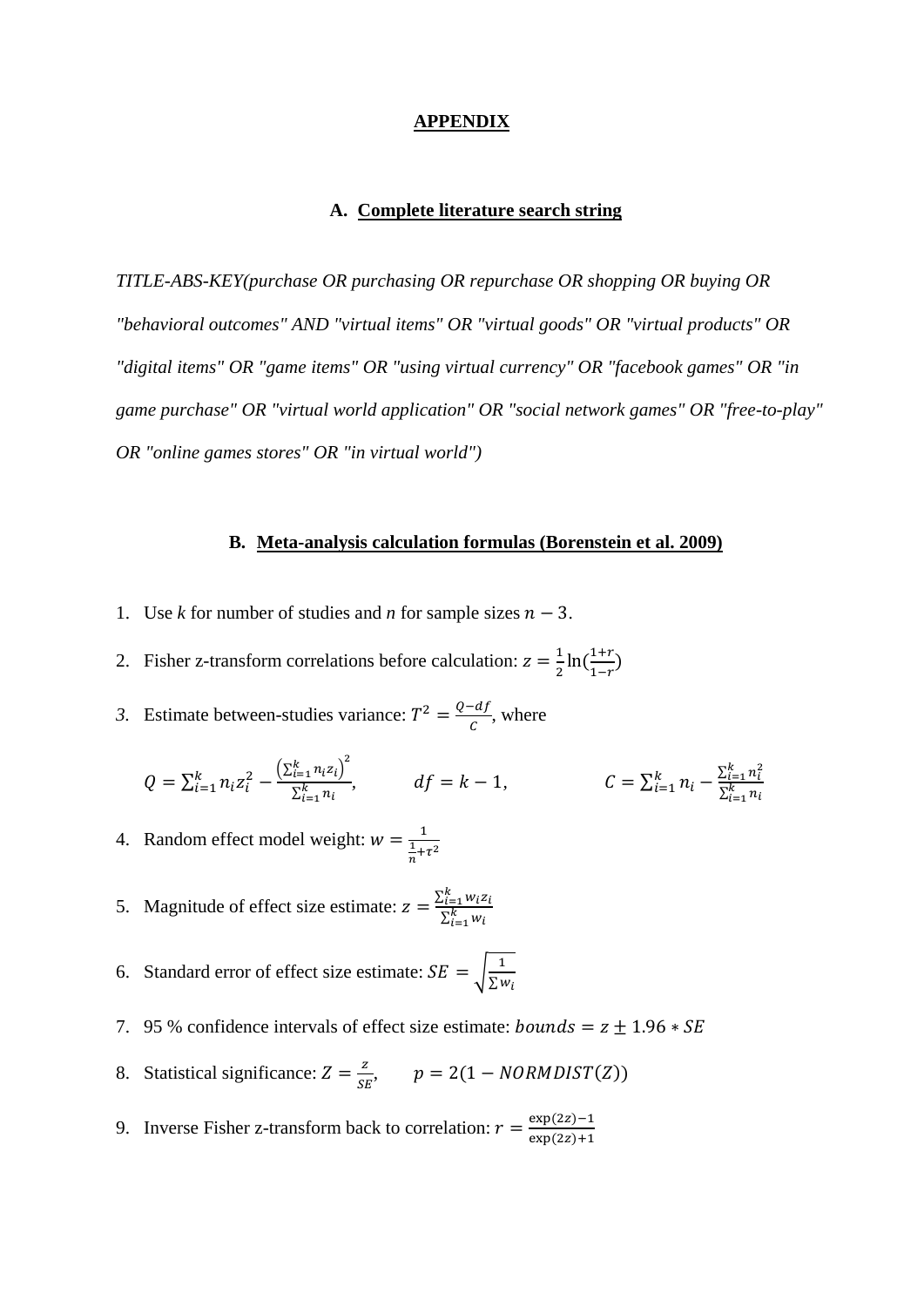# APPENDIX

## A. Complete literature search string

*TITLE-ABS-KEY(purchase OR purchasing OR repurchase OR shopping OR buying OR "behavioral outcomes" AND "virtual items" OR "virtual goods" OR "virtual products" OR "digital items" OR "game items" OR "using virtual currency" OR "facebook games" OR "in game purchase" OR "virtual world application" OR "social network games" OR "free-to-play" OR "online games stores" OR "in virtual world")*

## B. Meta-analysis calculation formulas (Borenstein et al. 2009)

1. Use *k* for number of studies and *n* for sample sizes $n - 3$.
2. Fisher z-transform correlations before calculation: $z = \frac{1}{2}\ln(\frac{1+r}{1-r})$
3. Estimate between-studies variance: $T^2 = \frac{Q-df}{C}$, where

$$Q = \sum_{i=1}^{k} n_i z_i^2 - \frac{\left(\sum_{i=1}^{k} n_i z_i\right)^2}{\sum_{i=1}^{k} n_i}, \qquad df = k - 1, \qquad C = \sum_{i=1}^{k} n_i - \frac{\sum_{i=1}^{k} n_i^2}{\sum_{i=1}^{k} n_i}$$

4. Random effect model weight: $w = \frac{1}{\frac{1}{n} + \tau^2}$
5. Magnitude of effect size estimate: $z = \frac{\sum_{i=1}^{k} w_i z_i}{\sum_{i=1}^{k} w_i}$
6. Standard error of effect size estimate: $SE = \sqrt{\frac{1}{\sum w_i}}$
7. 95 % confidence intervals of effect size estimate: $bounds = z \pm 1.96 * SE$
8. Statistical significance: $Z = \frac{z}{SE}$, $\quad p = 2(1 - NORMDIST(Z))$
9. Inverse Fisher z-transform back to correlation: $r = \frac{\exp(2z)-1}{\exp(2z)+1}$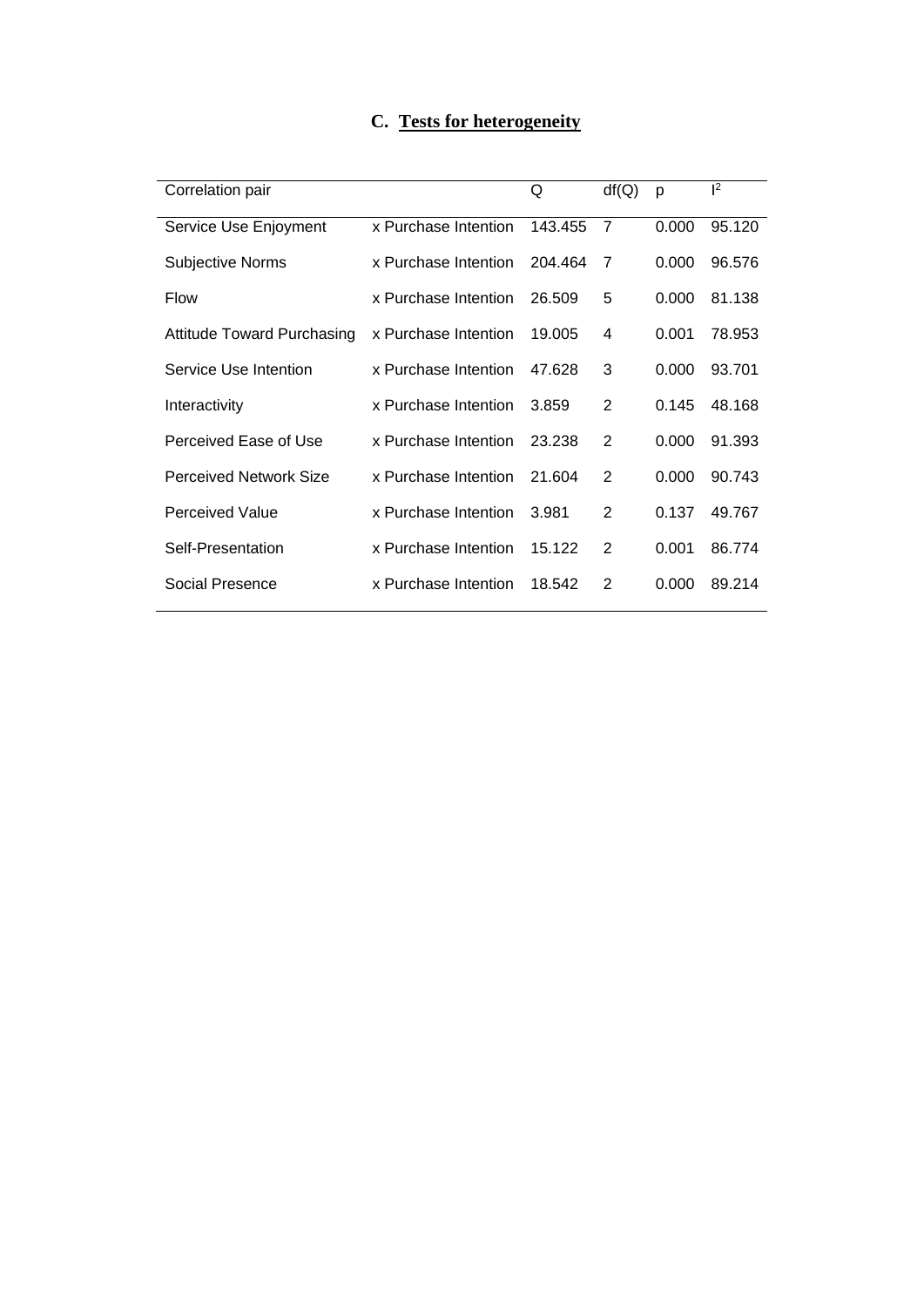## C. Tests for heterogeneity

| Correlation pair | | Q | df(Q) | p | $I^2$ |
|---|---|---|---|---|---|
| Service Use Enjoyment | x Purchase Intention | 143.455 | 7 | 0.000 | 95.120 |
| Subjective Norms | x Purchase Intention | 204.464 | 7 | 0.000 | 96.576 |
| Flow | x Purchase Intention | 26.509 | 5 | 0.000 | 81.138 |
| Attitude Toward Purchasing | x Purchase Intention | 19.005 | 4 | 0.001 | 78.953 |
| Service Use Intention | x Purchase Intention | 47.628 | 3 | 0.000 | 93.701 |
| Interactivity | x Purchase Intention | 3.859 | 2 | 0.145 | 48.168 |
| Perceived Ease of Use | x Purchase Intention | 23.238 | 2 | 0.000 | 91.393 |
| Perceived Network Size | x Purchase Intention | 21.604 | 2 | 0.000 | 90.743 |
| Perceived Value | x Purchase Intention | 3.981 | 2 | 0.137 | 49.767 |
| Self-Presentation | x Purchase Intention | 15.122 | 2 | 0.001 | 86.774 |
| Social Presence | x Purchase Intention | 18.542 | 2 | 0.000 | 89.214 |